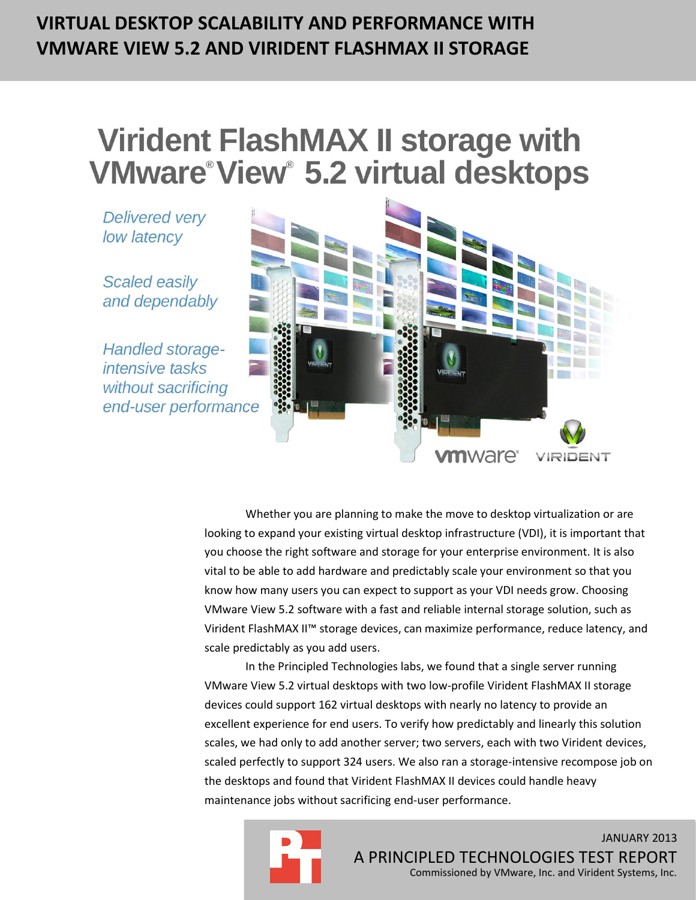# VIRTUAL DESKTOP SCALABILITY AND PERFORMANCE WITH VMWARE VIEW 5.2 AND VIRIDENT FLASHMAX II STORAGE

## Virident FlashMAX II storage with VMware® View® 5.2 virtual desktops

*Delivered very low latency*

*Scaled easily and dependably*

*Handled storage-intensive tasks without sacrificing end-user performance*

Whether you are planning to make the move to desktop virtualization or are looking to expand your existing virtual desktop infrastructure (VDI), it is important that you choose the right software and storage for your enterprise environment. It is also vital to be able to add hardware and predictably scale your environment so that you know how many users you can expect to support as your VDI needs grow. Choosing VMware View 5.2 software with a fast and reliable internal storage solution, such as Virident FlashMAX II™ storage devices, can maximize performance, reduce latency, and scale predictably as you add users.

In the Principled Technologies labs, we found that a single server running VMware View 5.2 virtual desktops with two low-profile Virident FlashMAX II storage devices could support 162 virtual desktops with nearly no latency to provide an excellent experience for end users. To verify how predictably and linearly this solution scales, we had only to add another server; two servers, each with two Virident devices, scaled perfectly to support 324 users. We also ran a storage-intensive recompose job on the desktops and found that Virident FlashMAX II devices could handle heavy maintenance jobs without sacrificing end-user performance.

JANUARY 2013

A PRINCIPLED TECHNOLOGIES TEST REPORT

Commissioned by VMware, Inc. and Virident Systems, Inc.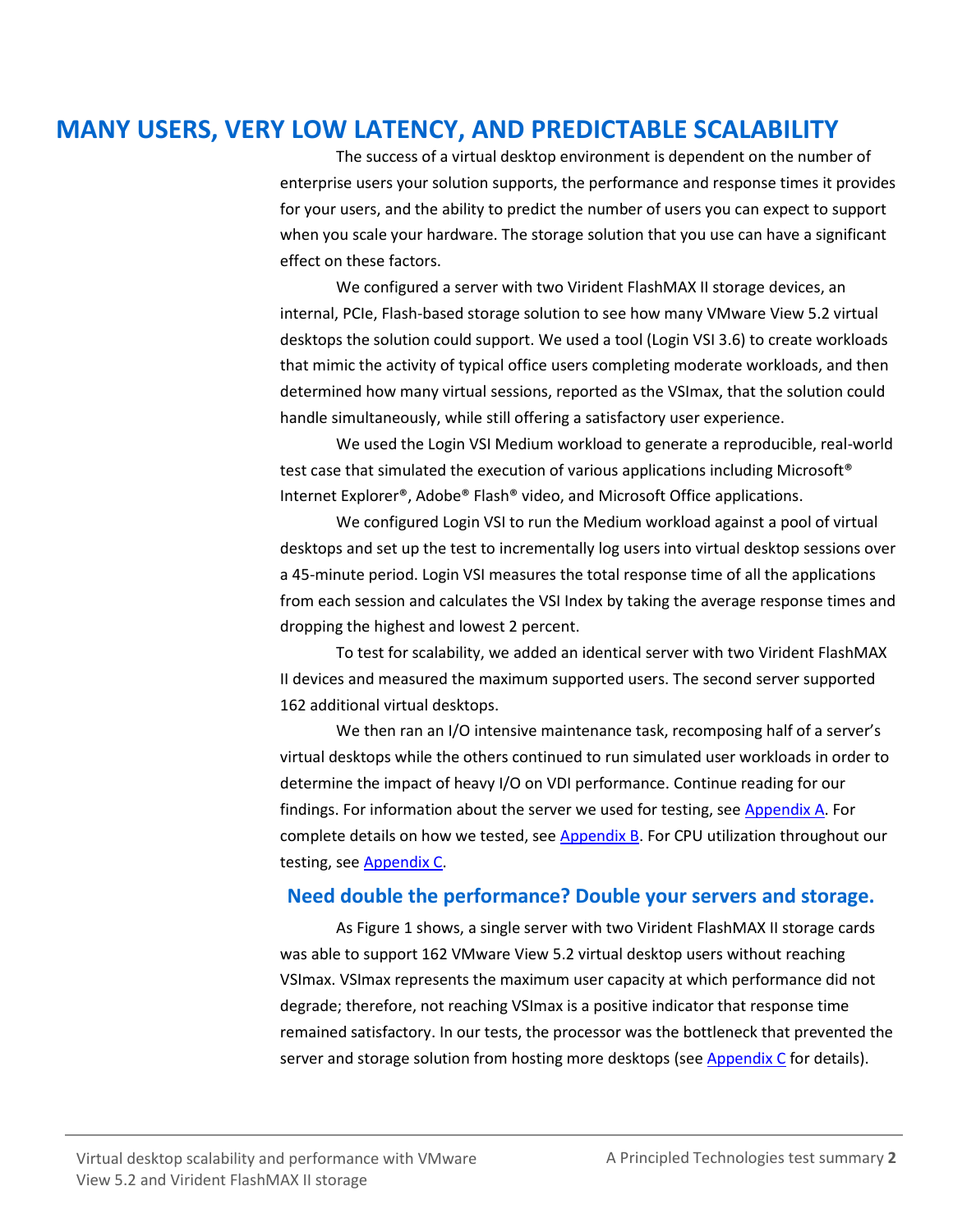# MANY USERS, VERY LOW LATENCY, AND PREDICTABLE SCALABILITY

The success of a virtual desktop environment is dependent on the number of enterprise users your solution supports, the performance and response times it provides for your users, and the ability to predict the number of users you can expect to support when you scale your hardware. The storage solution that you use can have a significant effect on these factors.

We configured a server with two Virident FlashMAX II storage devices, an internal, PCIe, Flash-based storage solution to see how many VMware View 5.2 virtual desktops the solution could support. We used a tool (Login VSI 3.6) to create workloads that mimic the activity of typical office users completing moderate workloads, and then determined how many virtual sessions, reported as the VSImax, that the solution could handle simultaneously, while still offering a satisfactory user experience.

We used the Login VSI Medium workload to generate a reproducible, real-world test case that simulated the execution of various applications including Microsoft® Internet Explorer®, Adobe® Flash® video, and Microsoft Office applications.

We configured Login VSI to run the Medium workload against a pool of virtual desktops and set up the test to incrementally log users into virtual desktop sessions over a 45-minute period. Login VSI measures the total response time of all the applications from each session and calculates the VSI Index by taking the average response times and dropping the highest and lowest 2 percent.

To test for scalability, we added an identical server with two Virident FlashMAX II devices and measured the maximum supported users. The second server supported 162 additional virtual desktops.

We then ran an I/O intensive maintenance task, recomposing half of a server's virtual desktops while the others continued to run simulated user workloads in order to determine the impact of heavy I/O on VDI performance. Continue reading for our findings. For information about the server we used for testing, see [Appendix A](#). For complete details on how we tested, see [Appendix B](#). For CPU utilization throughout our testing, see [Appendix C](#).

## Need double the performance? Double your servers and storage.

As Figure 1 shows, a single server with two Virident FlashMAX II storage cards was able to support 162 VMware View 5.2 virtual desktop users without reaching VSImax. VSImax represents the maximum user capacity at which performance did not degrade; therefore, not reaching VSImax is a positive indicator that response time remained satisfactory. In our tests, the processor was the bottleneck that prevented the server and storage solution from hosting more desktops (see [Appendix C](#) for details).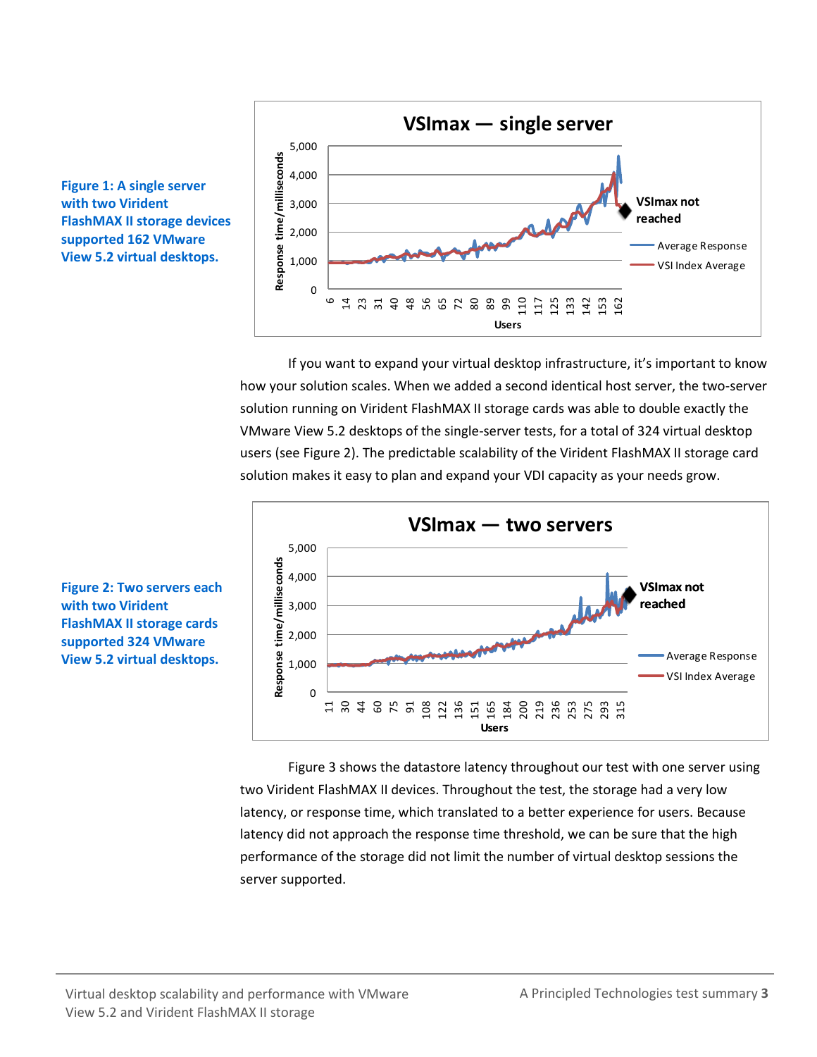**Figure 1: A single server with two Virident FlashMAX II storage devices supported 162 VMware View 5.2 virtual desktops.**

If you want to expand your virtual desktop infrastructure, it's important to know how your solution scales. When we added a second identical host server, the two-server solution running on Virident FlashMAX II storage cards was able to double exactly the VMware View 5.2 desktops of the single-server tests, for a total of 324 virtual desktop users (see Figure 2). The predictable scalability of the Virident FlashMAX II storage card solution makes it easy to plan and expand your VDI capacity as your needs grow.

**Figure 2: Two servers each with two Virident FlashMAX II storage cards supported 324 VMware View 5.2 virtual desktops.**

Figure 3 shows the datastore latency throughout our test with one server using two Virident FlashMAX II devices. Throughout the test, the storage had a very low latency, or response time, which translated to a better experience for users. Because latency did not approach the response time threshold, we can be sure that the high performance of the storage did not limit the number of virtual desktop sessions the server supported.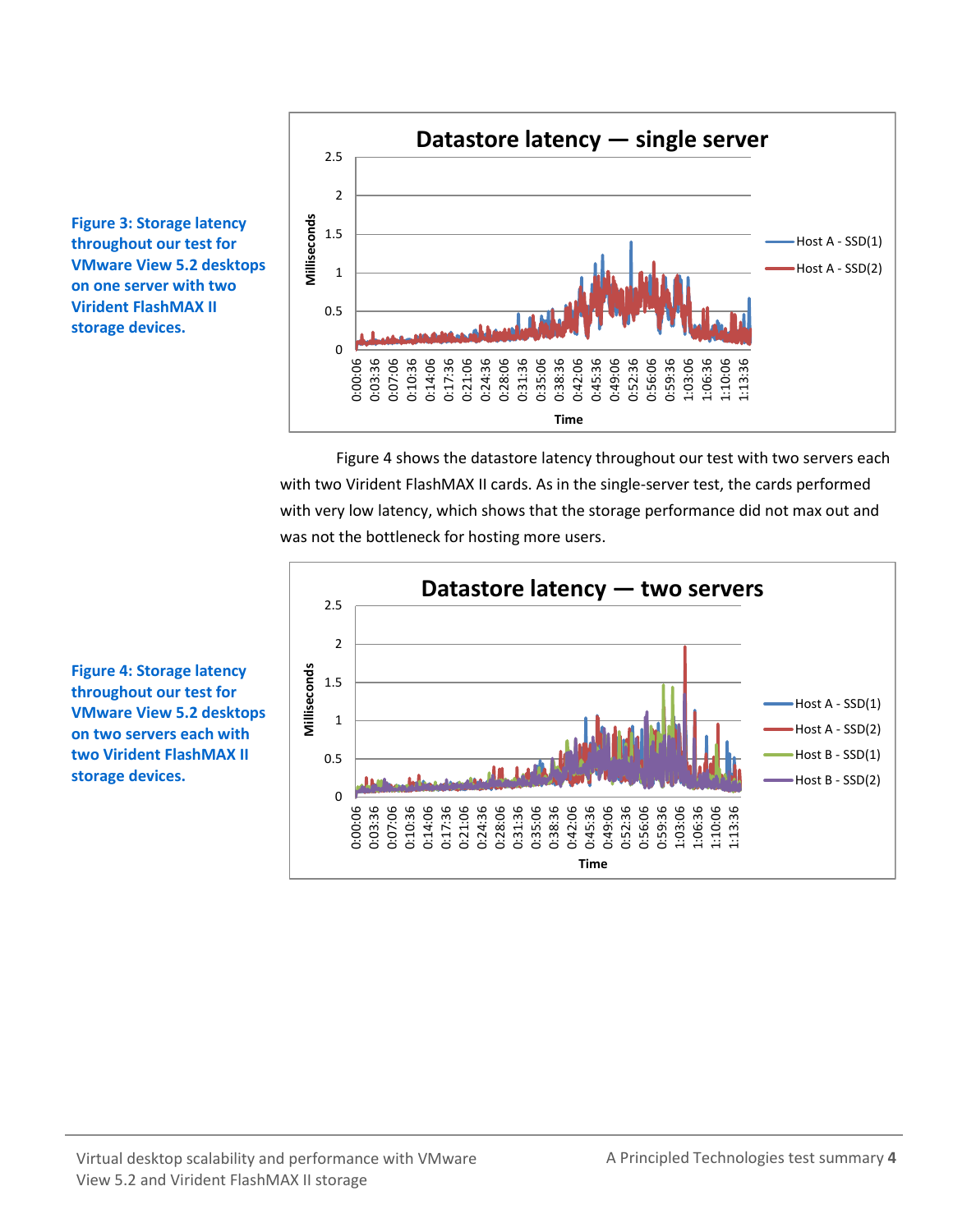Figure 3: Storage latency throughout our test for VMware View 5.2 desktops on one server with two Virident FlashMAX II storage devices.

Figure 4 shows the datastore latency throughout our test with two servers each with two Virident FlashMAX II cards. As in the single-server test, the cards performed with very low latency, which shows that the storage performance did not max out and was not the bottleneck for hosting more users.

Figure 4: Storage latency throughout our test for VMware View 5.2 desktops on two servers each with two Virident FlashMAX II storage devices.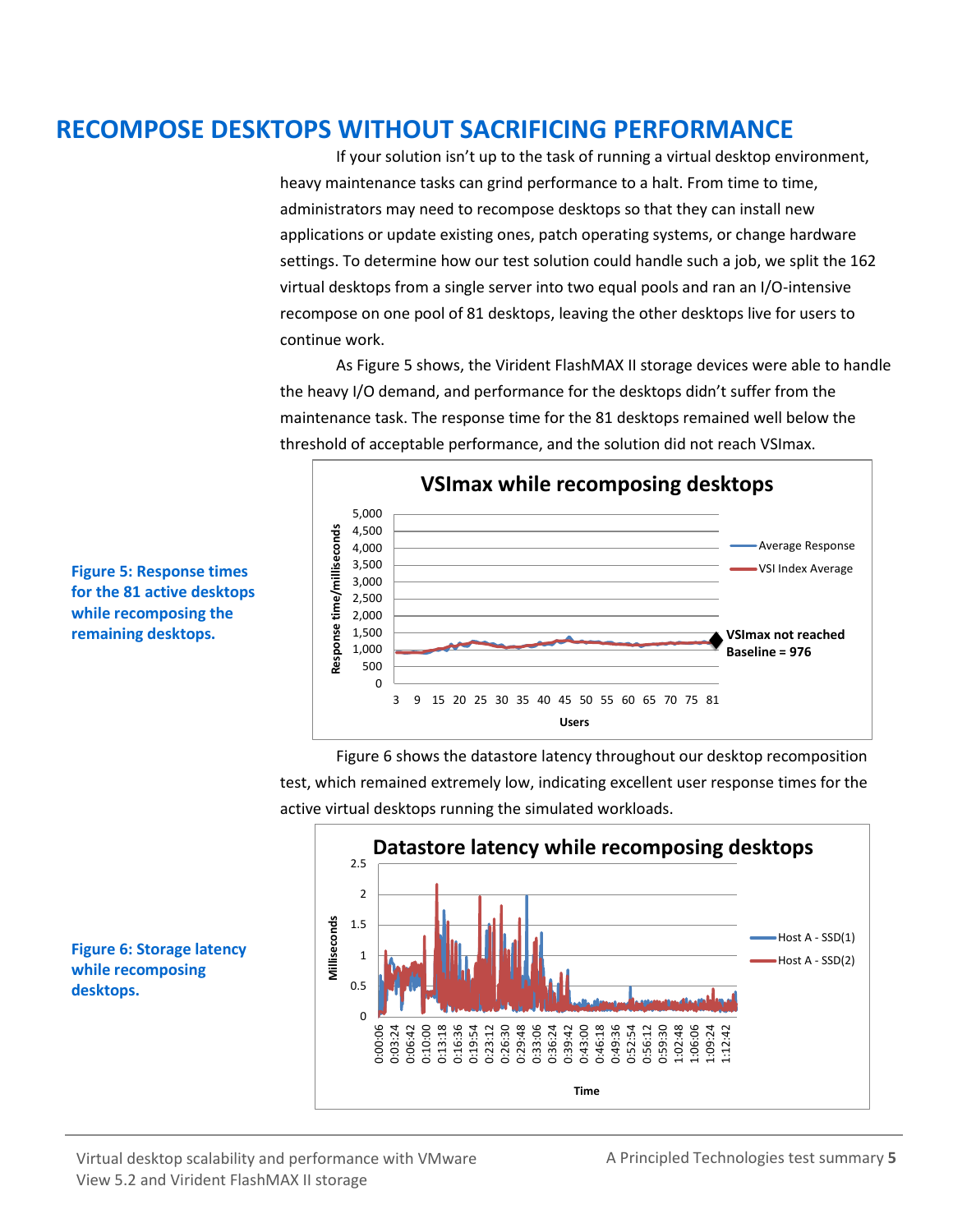# RECOMPOSE DESKTOPS WITHOUT SACRIFICING PERFORMANCE

If your solution isn't up to the task of running a virtual desktop environment, heavy maintenance tasks can grind performance to a halt. From time to time, administrators may need to recompose desktops so that they can install new applications or update existing ones, patch operating systems, or change hardware settings. To determine how our test solution could handle such a job, we split the 162 virtual desktops from a single server into two equal pools and ran an I/O-intensive recompose on one pool of 81 desktops, leaving the other desktops live for users to continue work.

As Figure 5 shows, the Virident FlashMAX II storage devices were able to handle the heavy I/O demand, and performance for the desktops didn't suffer from the maintenance task. The response time for the 81 desktops remained well below the threshold of acceptable performance, and the solution did not reach VSImax.

**Figure 5: Response times for the 81 active desktops while recomposing the remaining desktops.**

Figure 6 shows the datastore latency throughout our desktop recomposition test, which remained extremely low, indicating excellent user response times for the active virtual desktops running the simulated workloads.

**Figure 6: Storage latency while recomposing desktops.**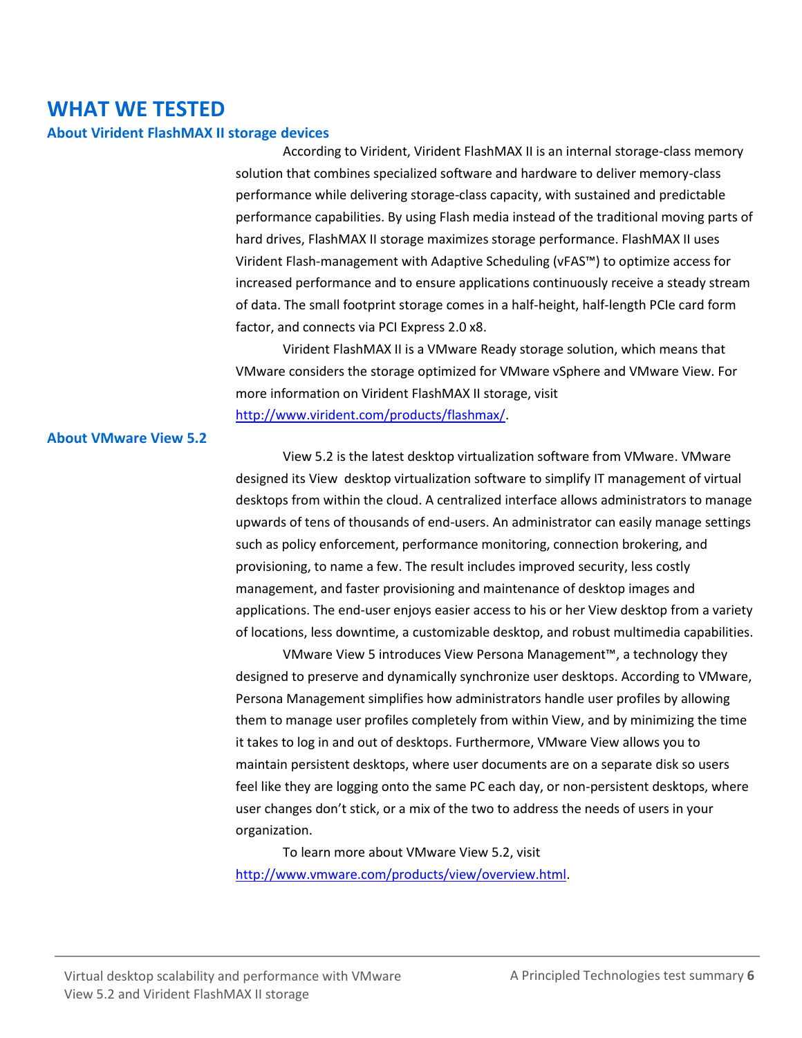# WHAT WE TESTED

## About Virident FlashMAX II storage devices

According to Virident, Virident FlashMAX II is an internal storage-class memory solution that combines specialized software and hardware to deliver memory-class performance while delivering storage-class capacity, with sustained and predictable performance capabilities. By using Flash media instead of the traditional moving parts of hard drives, FlashMAX II storage maximizes storage performance. FlashMAX II uses Virident Flash-management with Adaptive Scheduling (vFAS™) to optimize access for increased performance and to ensure applications continuously receive a steady stream of data. The small footprint storage comes in a half-height, half-length PCIe card form factor, and connects via PCI Express 2.0 x8.

Virident FlashMAX II is a VMware Ready storage solution, which means that VMware considers the storage optimized for VMware vSphere and VMware View. For more information on Virident FlashMAX II storage, visit http://www.virident.com/products/flashmax/.

## About VMware View 5.2

View 5.2 is the latest desktop virtualization software from VMware. VMware designed its View desktop virtualization software to simplify IT management of virtual desktops from within the cloud. A centralized interface allows administrators to manage upwards of tens of thousands of end-users. An administrator can easily manage settings such as policy enforcement, performance monitoring, connection brokering, and provisioning, to name a few. The result includes improved security, less costly management, and faster provisioning and maintenance of desktop images and applications. The end-user enjoys easier access to his or her View desktop from a variety of locations, less downtime, a customizable desktop, and robust multimedia capabilities.

VMware View 5 introduces View Persona Management™, a technology they designed to preserve and dynamically synchronize user desktops. According to VMware, Persona Management simplifies how administrators handle user profiles by allowing them to manage user profiles completely from within View, and by minimizing the time it takes to log in and out of desktops. Furthermore, VMware View allows you to maintain persistent desktops, where user documents are on a separate disk so users feel like they are logging onto the same PC each day, or non-persistent desktops, where user changes don't stick, or a mix of the two to address the needs of users in your organization.

To learn more about VMware View 5.2, visit http://www.vmware.com/products/view/overview.html.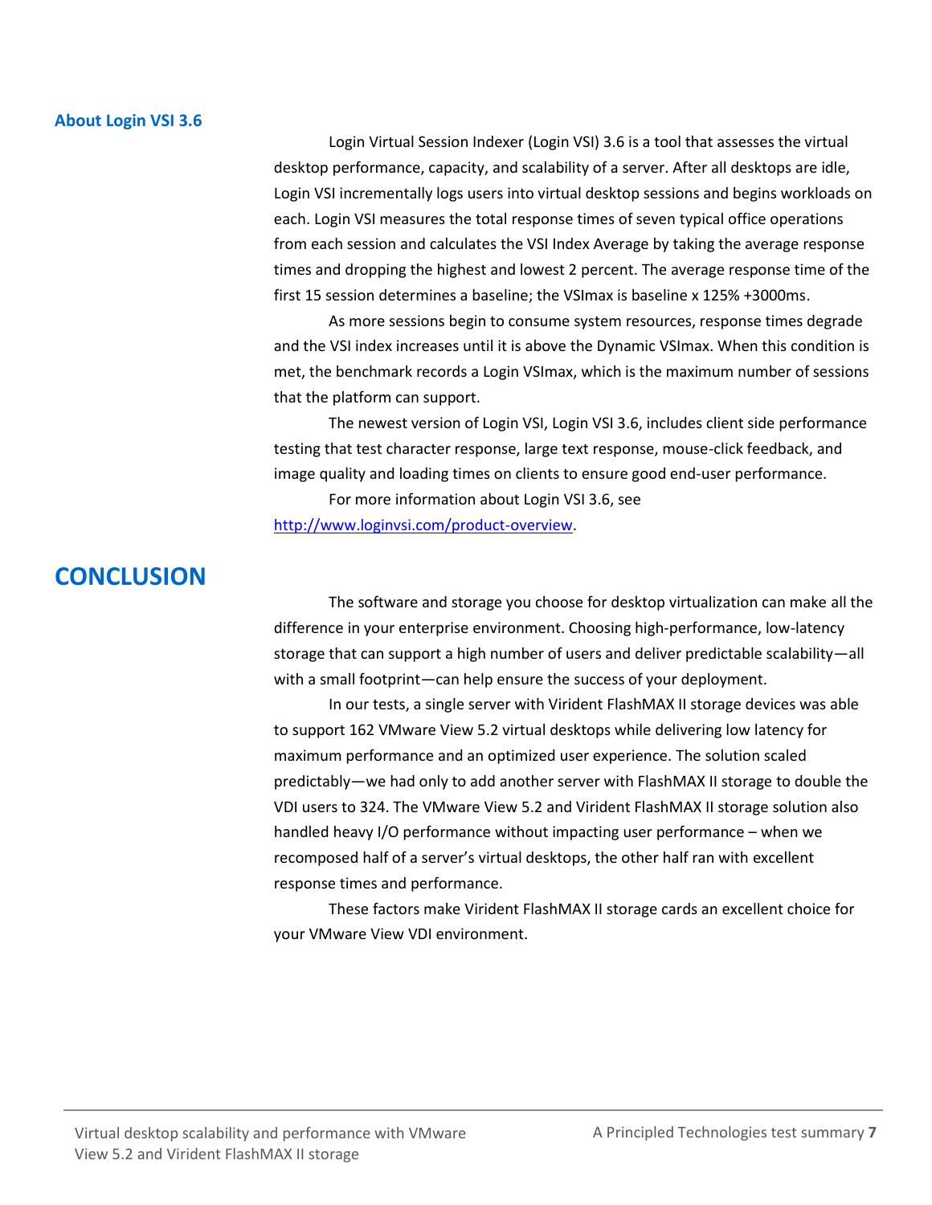### About Login VSI 3.6

Login Virtual Session Indexer (Login VSI) 3.6 is a tool that assesses the virtual desktop performance, capacity, and scalability of a server. After all desktops are idle, Login VSI incrementally logs users into virtual desktop sessions and begins workloads on each. Login VSI measures the total response times of seven typical office operations from each session and calculates the VSI Index Average by taking the average response times and dropping the highest and lowest 2 percent. The average response time of the first 15 session determines a baseline; the VSImax is baseline x 125% +3000ms.

As more sessions begin to consume system resources, response times degrade and the VSI index increases until it is above the Dynamic VSImax. When this condition is met, the benchmark records a Login VSImax, which is the maximum number of sessions that the platform can support.

The newest version of Login VSI, Login VSI 3.6, includes client side performance testing that test character response, large text response, mouse-click feedback, and image quality and loading times on clients to ensure good end-user performance.

For more information about Login VSI 3.6, see [http://www.loginvsi.com/product-overview](http://www.loginvsi.com/product-overview).

## CONCLUSION

The software and storage you choose for desktop virtualization can make all the difference in your enterprise environment. Choosing high-performance, low-latency storage that can support a high number of users and deliver predictable scalability—all with a small footprint—can help ensure the success of your deployment.

In our tests, a single server with Virident FlashMAX II storage devices was able to support 162 VMware View 5.2 virtual desktops while delivering low latency for maximum performance and an optimized user experience. The solution scaled predictably—we had only to add another server with FlashMAX II storage to double the VDI users to 324. The VMware View 5.2 and Virident FlashMAX II storage solution also handled heavy I/O performance without impacting user performance – when we recomposed half of a server's virtual desktops, the other half ran with excellent response times and performance.

These factors make Virident FlashMAX II storage cards an excellent choice for your VMware View VDI environment.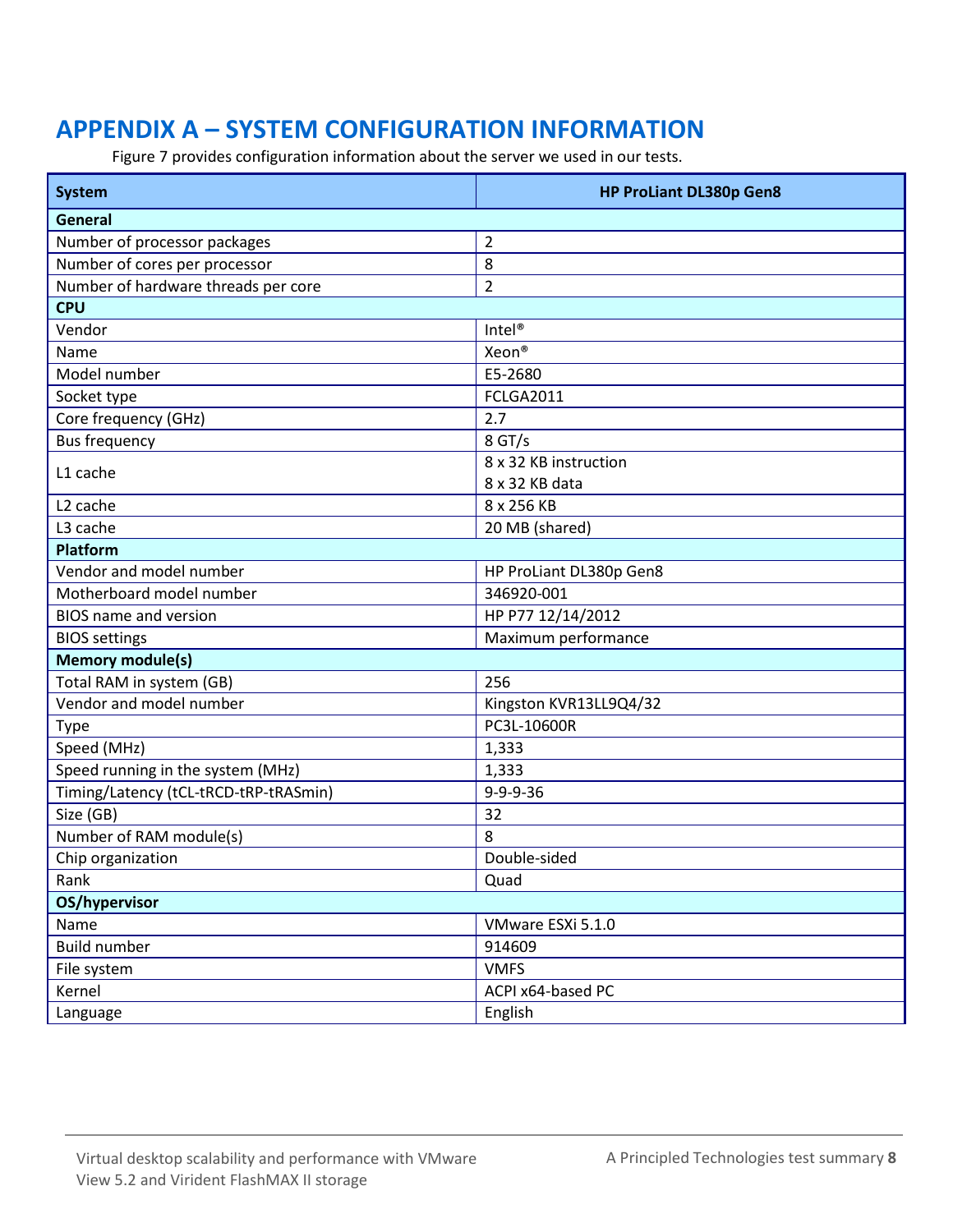# APPENDIX A – SYSTEM CONFIGURATION INFORMATION

Figure 7 provides configuration information about the server we used in our tests.

| System | HP ProLiant DL380p Gen8 |
|---|---|
| **General** | |
| Number of processor packages | 2 |
| Number of cores per processor | 8 |
| Number of hardware threads per core | 2 |
| **CPU** | |
| Vendor | Intel® |
| Name | Xeon® |
| Model number | E5-2680 |
| Socket type | FCLGA2011 |
| Core frequency (GHz) | 2.7 |
| Bus frequency | 8 GT/s |
| L1 cache | 8 x 32 KB instruction<br>8 x 32 KB data |
| L2 cache | 8 x 256 KB |
| L3 cache | 20 MB (shared) |
| **Platform** | |
| Vendor and model number | HP ProLiant DL380p Gen8 |
| Motherboard model number | 346920-001 |
| BIOS name and version | HP P77 12/14/2012 |
| BIOS settings | Maximum performance |
| **Memory module(s)** | |
| Total RAM in system (GB) | 256 |
| Vendor and model number | Kingston KVR13LL9Q4/32 |
| Type | PC3L-10600R |
| Speed (MHz) | 1,333 |
| Speed running in the system (MHz) | 1,333 |
| Timing/Latency (tCL-tRCD-tRP-tRASmin) | 9-9-9-36 |
| Size (GB) | 32 |
| Number of RAM module(s) | 8 |
| Chip organization | Double-sided |
| Rank | Quad |
| **OS/hypervisor** | |
| Name | VMware ESXi 5.1.0 |
| Build number | 914609 |
| File system | VMFS |
| Kernel | ACPI x64-based PC |
| Language | English |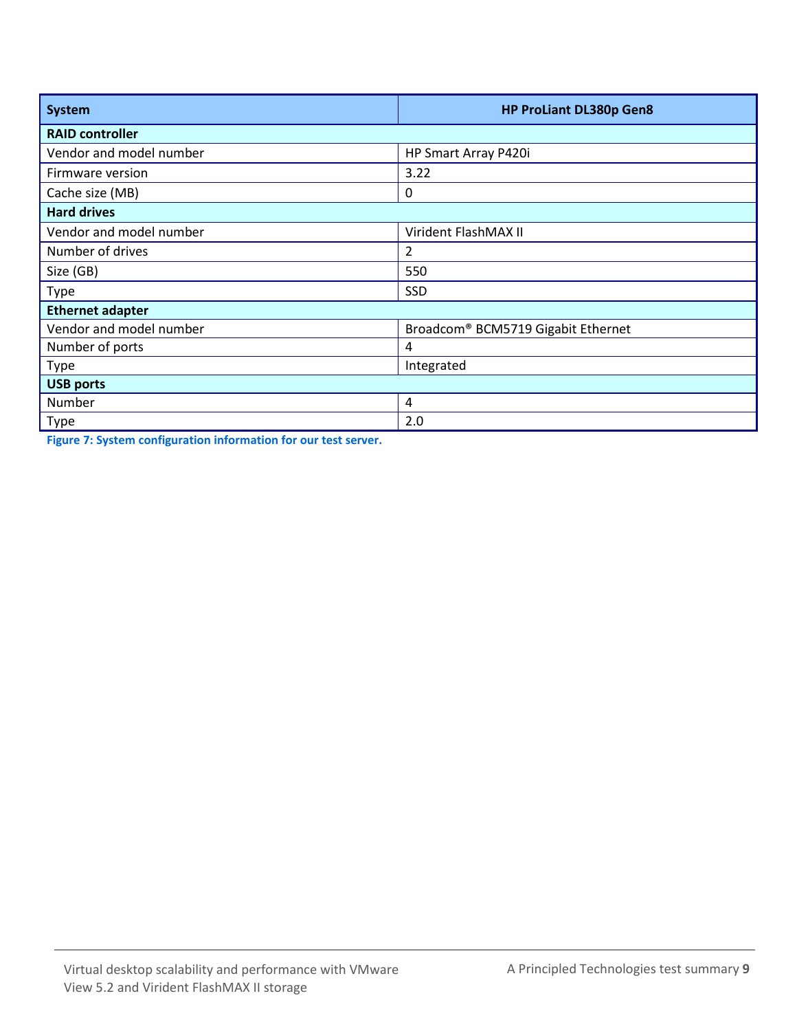| System | HP ProLiant DL380p Gen8 |
|---|---|
| **RAID controller** | |
| Vendor and model number | HP Smart Array P420i |
| Firmware version | 3.22 |
| Cache size (MB) | 0 |
| **Hard drives** | |
| Vendor and model number | Virident FlashMAX II |
| Number of drives | 2 |
| Size (GB) | 550 |
| Type | SSD |
| **Ethernet adapter** | |
| Vendor and model number | Broadcom® BCM5719 Gigabit Ethernet |
| Number of ports | 4 |
| Type | Integrated |
| **USB ports** | |
| Number | 4 |
| Type | 2.0 |

**Figure 7: System configuration information for our test server.**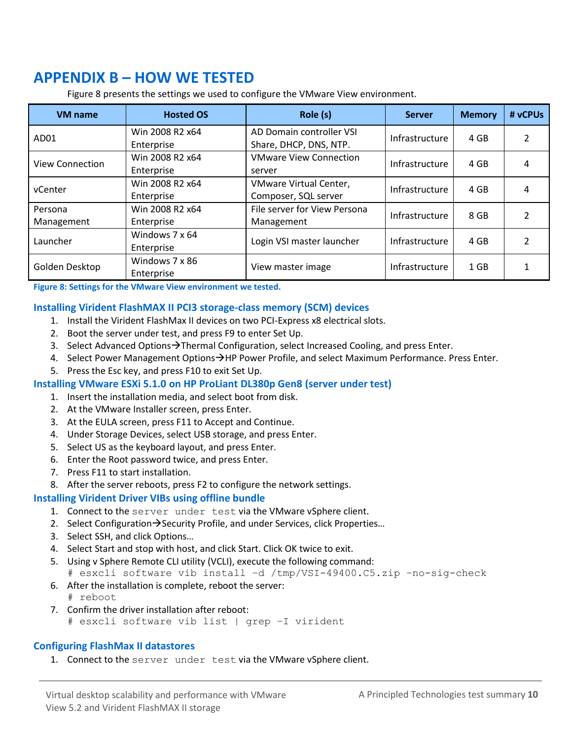# APPENDIX B – HOW WE TESTED

Figure 8 presents the settings we used to configure the VMware View environment.

| VM name | Hosted OS | Role (s) | Server | Memory | # vCPUs |
|---|---|---|---|---|---|
| AD01 | Win 2008 R2 x64 Enterprise | AD Domain controller VSI Share, DHCP, DNS, NTP. | Infrastructure | 4 GB | 2 |
| View Connection | Win 2008 R2 x64 Enterprise | VMware View Connection server | Infrastructure | 4 GB | 4 |
| vCenter | Win 2008 R2 x64 Enterprise | VMware Virtual Center, Composer, SQL server | Infrastructure | 4 GB | 4 |
| Persona Management | Win 2008 R2 x64 Enterprise | File server for View Persona Management | Infrastructure | 8 GB | 2 |
| Launcher | Windows 7 x 64 Enterprise | Login VSI master launcher | Infrastructure | 4 GB | 2 |
| Golden Desktop | Windows 7 x 86 Enterprise | View master image | Infrastructure | 1 GB | 1 |

**Figure 8: Settings for the VMware View environment we tested.**

### Installing Virident FlashMAX II PCI3 storage-class memory (SCM) devices

1. Install the Virident FlashMax II devices on two PCI-Express x8 electrical slots.
2. Boot the server under test, and press F9 to enter Set Up.
3. Select Advanced Options→Thermal Configuration, select Increased Cooling, and press Enter.
4. Select Power Management Options→HP Power Profile, and select Maximum Performance. Press Enter.
5. Press the Esc key, and press F10 to exit Set Up.

### Installing VMware ESXi 5.1.0 on HP ProLiant DL380p Gen8 (server under test)

1. Insert the installation media, and select boot from disk.
2. At the VMware Installer screen, press Enter.
3. At the EULA screen, press F11 to Accept and Continue.
4. Under Storage Devices, select USB storage, and press Enter.
5. Select US as the keyboard layout, and press Enter.
6. Enter the Root password twice, and press Enter.
7. Press F11 to start installation.
8. After the server reboots, press F2 to configure the network settings.

### Installing Virident Driver VIBs using offline bundle

1. Connect to the `server under test` via the VMware vSphere client.
2. Select Configuration→Security Profile, and under Services, click Properties…
3. Select SSH, and click Options…
4. Select Start and stop with host, and click Start. Click OK twice to exit.
5. Using v Sphere Remote CLI utility (VCLI), execute the following command:
   ```
   # esxcli software vib install –d /tmp/VSI-49400.C5.zip –no-sig-check
   ```
6. After the installation is complete, reboot the server:
   ```
   # reboot
   ```
7. Confirm the driver installation after reboot:
   ```
   # esxcli software vib list | grep –I virident
   ```

### Configuring FlashMax II datastores

1. Connect to the `server under test` via the VMware vSphere client.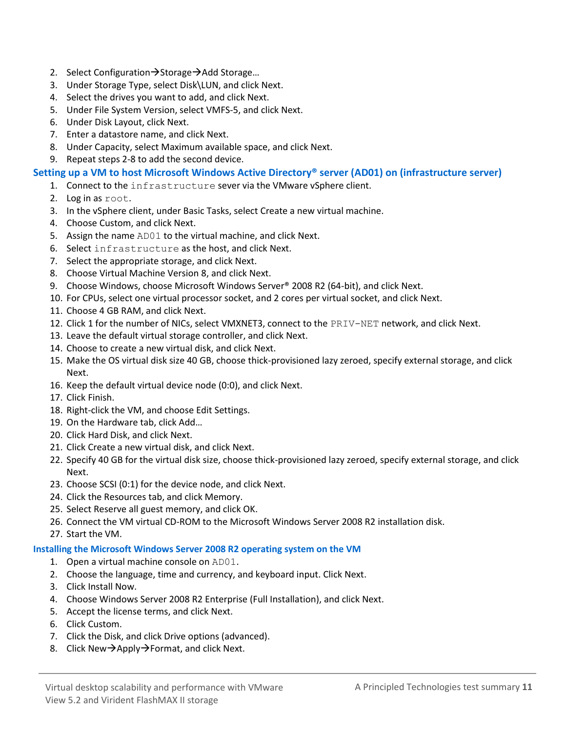2. Select Configuration→Storage→Add Storage…
3. Under Storage Type, select Disk\LUN, and click Next.
4. Select the drives you want to add, and click Next.
5. Under File System Version, select VMFS-5, and click Next.
6. Under Disk Layout, click Next.
7. Enter a datastore name, and click Next.
8. Under Capacity, select Maximum available space, and click Next.
9. Repeat steps 2-8 to add the second device.

### Setting up a VM to host Microsoft Windows Active Directory® server (AD01) on (infrastructure server)

1. Connect to the `infrastructure` sever via the VMware vSphere client.
2. Log in as `root`.
3. In the vSphere client, under Basic Tasks, select Create a new virtual machine.
4. Choose Custom, and click Next.
5. Assign the name `AD01` to the virtual machine, and click Next.
6. Select `infrastructure` as the host, and click Next.
7. Select the appropriate storage, and click Next.
8. Choose Virtual Machine Version 8, and click Next.
9. Choose Windows, choose Microsoft Windows Server® 2008 R2 (64-bit), and click Next.
10. For CPUs, select one virtual processor socket, and 2 cores per virtual socket, and click Next.
11. Choose 4 GB RAM, and click Next.
12. Click 1 for the number of NICs, select VMXNET3, connect to the `PRIV-NET` network, and click Next.
13. Leave the default virtual storage controller, and click Next.
14. Choose to create a new virtual disk, and click Next.
15. Make the OS virtual disk size 40 GB, choose thick-provisioned lazy zeroed, specify external storage, and click Next.
16. Keep the default virtual device node (0:0), and click Next.
17. Click Finish.
18. Right-click the VM, and choose Edit Settings.
19. On the Hardware tab, click Add…
20. Click Hard Disk, and click Next.
21. Click Create a new virtual disk, and click Next.
22. Specify 40 GB for the virtual disk size, choose thick-provisioned lazy zeroed, specify external storage, and click Next.
23. Choose SCSI (0:1) for the device node, and click Next.
24. Click the Resources tab, and click Memory.
25. Select Reserve all guest memory, and click OK.
26. Connect the VM virtual CD-ROM to the Microsoft Windows Server 2008 R2 installation disk.
27. Start the VM.

### Installing the Microsoft Windows Server 2008 R2 operating system on the VM

1. Open a virtual machine console on `AD01`.
2. Choose the language, time and currency, and keyboard input. Click Next.
3. Click Install Now.
4. Choose Windows Server 2008 R2 Enterprise (Full Installation), and click Next.
5. Accept the license terms, and click Next.
6. Click Custom.
7. Click the Disk, and click Drive options (advanced).
8. Click New→Apply→Format, and click Next.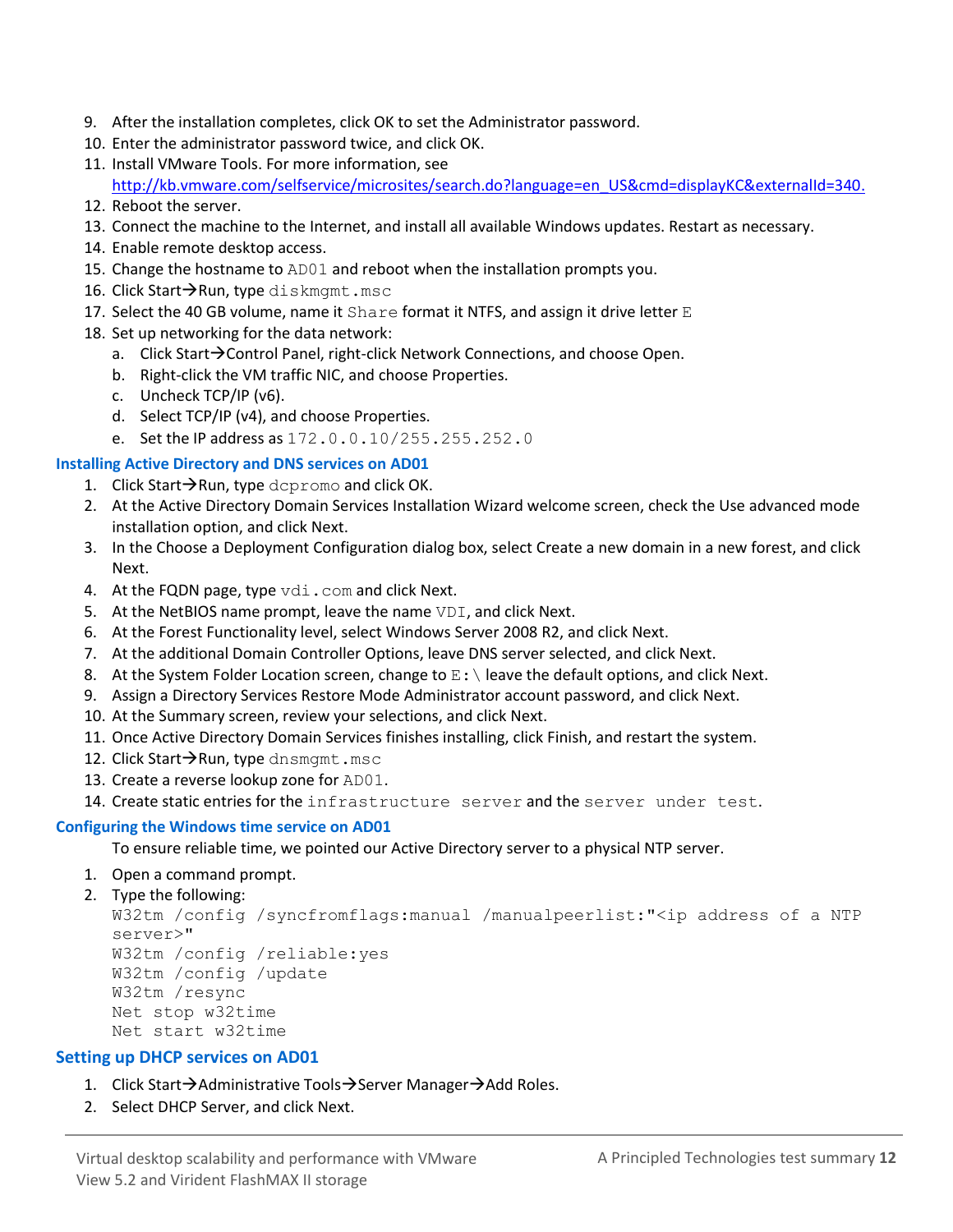9. After the installation completes, click OK to set the Administrator password.
10. Enter the administrator password twice, and click OK.
11. Install VMware Tools. For more information, see http://kb.vmware.com/selfservice/microsites/search.do?language=en_US&cmd=displayKC&externalId=340.
12. Reboot the server.
13. Connect the machine to the Internet, and install all available Windows updates. Restart as necessary.
14. Enable remote desktop access.
15. Change the hostname to `AD01` and reboot when the installation prompts you.
16. Click Start→Run, type `diskmgmt.msc`
17. Select the 40 GB volume, name it `Share` format it NTFS, and assign it drive letter `E`
18. Set up networking for the data network:
    a. Click Start→Control Panel, right-click Network Connections, and choose Open.
    b. Right-click the VM traffic NIC, and choose Properties.
    c. Uncheck TCP/IP (v6).
    d. Select TCP/IP (v4), and choose Properties.
    e. Set the IP address as `172.0.0.10/255.255.252.0`

### Installing Active Directory and DNS services on AD01

1. Click Start→Run, type `dcpromo` and click OK.
2. At the Active Directory Domain Services Installation Wizard welcome screen, check the Use advanced mode installation option, and click Next.
3. In the Choose a Deployment Configuration dialog box, select Create a new domain in a new forest, and click Next.
4. At the FQDN page, type `vdi.com` and click Next.
5. At the NetBIOS name prompt, leave the name `VDI`, and click Next.
6. At the Forest Functionality level, select Windows Server 2008 R2, and click Next.
7. At the additional Domain Controller Options, leave DNS server selected, and click Next.
8. At the System Folder Location screen, change to `E:\` leave the default options, and click Next.
9. Assign a Directory Services Restore Mode Administrator account password, and click Next.
10. At the Summary screen, review your selections, and click Next.
11. Once Active Directory Domain Services finishes installing, click Finish, and restart the system.
12. Click Start→Run, type `dnsmgmt.msc`
13. Create a reverse lookup zone for `AD01`.
14. Create static entries for the `infrastructure server` and the `server under test`.

### Configuring the Windows time service on AD01

To ensure reliable time, we pointed our Active Directory server to a physical NTP server.

1. Open a command prompt.
2. Type the following:

```
W32tm /config /syncfromflags:manual /manualpeerlist:"<ip address of a NTP server>"
W32tm /config /reliable:yes
W32tm /config /update
W32tm /resync
Net stop w32time
Net start w32time
```

### Setting up DHCP services on AD01

1. Click Start→Administrative Tools→Server Manager→Add Roles.
2. Select DHCP Server, and click Next.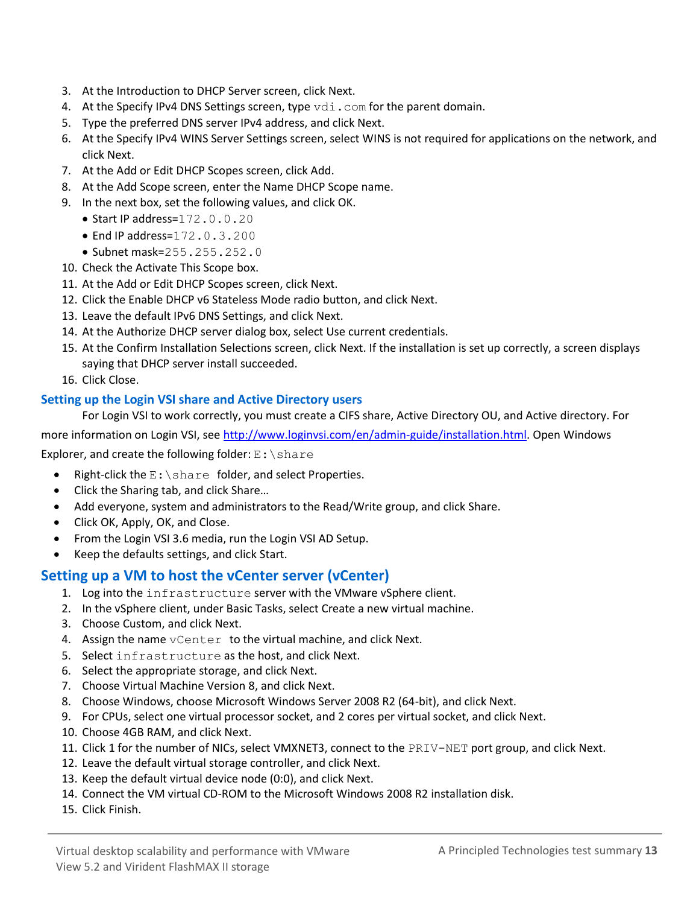3. At the Introduction to DHCP Server screen, click Next.
4. At the Specify IPv4 DNS Settings screen, type `vdi.com` for the parent domain.
5. Type the preferred DNS server IPv4 address, and click Next.
6. At the Specify IPv4 WINS Server Settings screen, select WINS is not required for applications on the network, and click Next.
7. At the Add or Edit DHCP Scopes screen, click Add.
8. At the Add Scope screen, enter the Name DHCP Scope name.
9. In the next box, set the following values, and click OK.
   - Start IP address=`172.0.0.20`
   - End IP address=`172.0.3.200`
   - Subnet mask=`255.255.252.0`
10. Check the Activate This Scope box.
11. At the Add or Edit DHCP Scopes screen, click Next.
12. Click the Enable DHCP v6 Stateless Mode radio button, and click Next.
13. Leave the default IPv6 DNS Settings, and click Next.
14. At the Authorize DHCP server dialog box, select Use current credentials.
15. At the Confirm Installation Selections screen, click Next. If the installation is set up correctly, a screen displays saying that DHCP server install succeeded.
16. Click Close.

### Setting up the Login VSI share and Active Directory users

For Login VSI to work correctly, you must create a CIFS share, Active Directory OU, and Active directory. For more information on Login VSI, see http://www.loginvsi.com/en/admin-guide/installation.html. Open Windows Explorer, and create the following folder: `E:\share`

- Right-click the `E:\share` folder, and select Properties.
- Click the Sharing tab, and click Share…
- Add everyone, system and administrators to the Read/Write group, and click Share.
- Click OK, Apply, OK, and Close.
- From the Login VSI 3.6 media, run the Login VSI AD Setup.
- Keep the defaults settings, and click Start.

## Setting up a VM to host the vCenter server (vCenter)

1. Log into the `infrastructure` server with the VMware vSphere client.
2. In the vSphere client, under Basic Tasks, select Create a new virtual machine.
3. Choose Custom, and click Next.
4. Assign the name `vCenter` to the virtual machine, and click Next.
5. Select `infrastructure` as the host, and click Next.
6. Select the appropriate storage, and click Next.
7. Choose Virtual Machine Version 8, and click Next.
8. Choose Windows, choose Microsoft Windows Server 2008 R2 (64-bit), and click Next.
9. For CPUs, select one virtual processor socket, and 2 cores per virtual socket, and click Next.
10. Choose 4GB RAM, and click Next.
11. Click 1 for the number of NICs, select VMXNET3, connect to the `PRIV-NET` port group, and click Next.
12. Leave the default virtual storage controller, and click Next.
13. Keep the default virtual device node (0:0), and click Next.
14. Connect the VM virtual CD-ROM to the Microsoft Windows 2008 R2 installation disk.
15. Click Finish.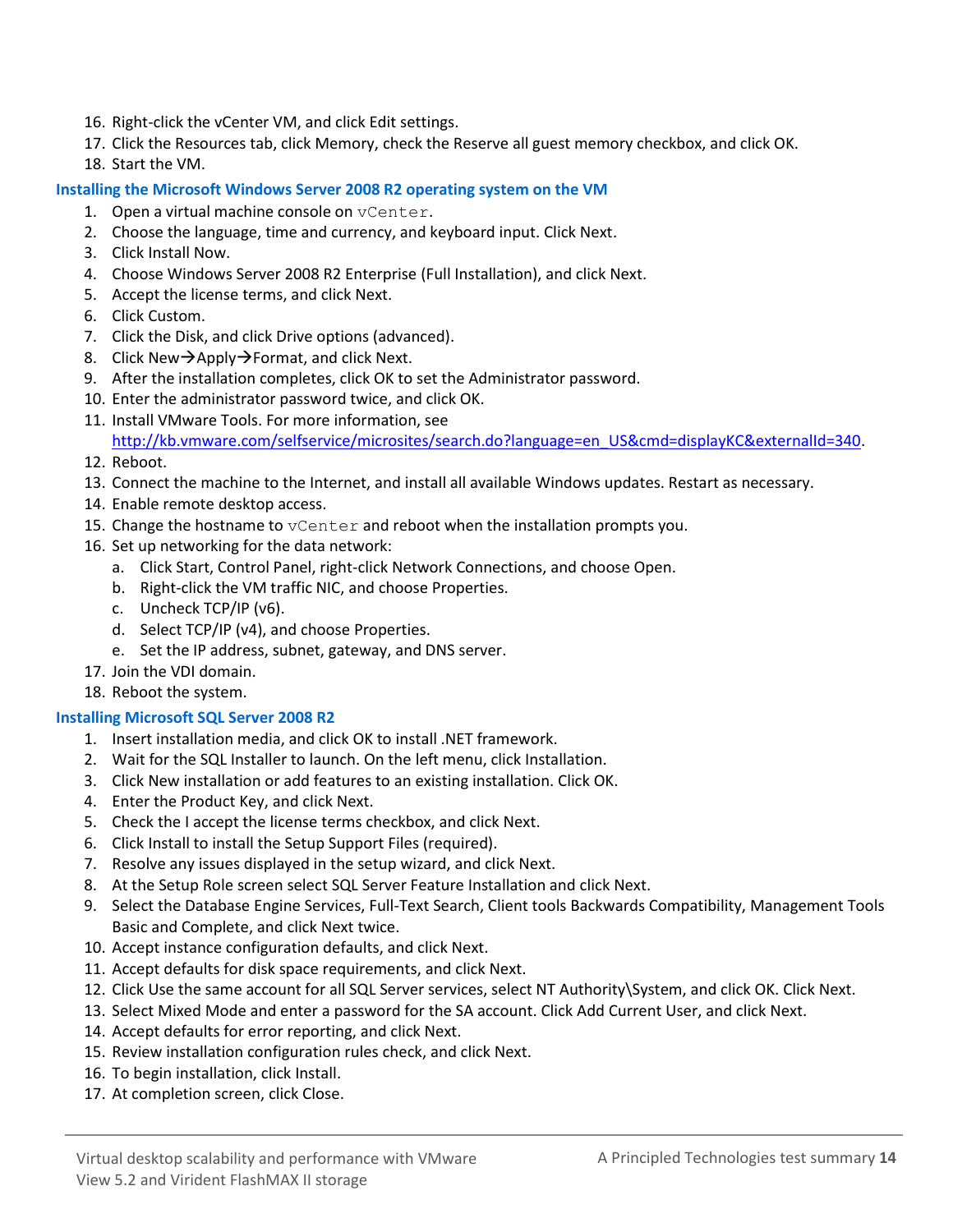16. Right-click the vCenter VM, and click Edit settings.
17. Click the Resources tab, click Memory, check the Reserve all guest memory checkbox, and click OK.
18. Start the VM.

### Installing the Microsoft Windows Server 2008 R2 operating system on the VM

1. Open a virtual machine console on `vCenter`.
2. Choose the language, time and currency, and keyboard input. Click Next.
3. Click Install Now.
4. Choose Windows Server 2008 R2 Enterprise (Full Installation), and click Next.
5. Accept the license terms, and click Next.
6. Click Custom.
7. Click the Disk, and click Drive options (advanced).
8. Click New→Apply→Format, and click Next.
9. After the installation completes, click OK to set the Administrator password.
10. Enter the administrator password twice, and click OK.
11. Install VMware Tools. For more information, see [http://kb.vmware.com/selfservice/microsites/search.do?language=en_US&cmd=displayKC&externalId=340](http://kb.vmware.com/selfservice/microsites/search.do?language=en_US&cmd=displayKC&externalId=340).
12. Reboot.
13. Connect the machine to the Internet, and install all available Windows updates. Restart as necessary.
14. Enable remote desktop access.
15. Change the hostname to `vCenter` and reboot when the installation prompts you.
16. Set up networking for the data network:
    a. Click Start, Control Panel, right-click Network Connections, and choose Open.
    b. Right-click the VM traffic NIC, and choose Properties.
    c. Uncheck TCP/IP (v6).
    d. Select TCP/IP (v4), and choose Properties.
    e. Set the IP address, subnet, gateway, and DNS server.
17. Join the VDI domain.
18. Reboot the system.

### Installing Microsoft SQL Server 2008 R2

1. Insert installation media, and click OK to install .NET framework.
2. Wait for the SQL Installer to launch. On the left menu, click Installation.
3. Click New installation or add features to an existing installation. Click OK.
4. Enter the Product Key, and click Next.
5. Check the I accept the license terms checkbox, and click Next.
6. Click Install to install the Setup Support Files (required).
7. Resolve any issues displayed in the setup wizard, and click Next.
8. At the Setup Role screen select SQL Server Feature Installation and click Next.
9. Select the Database Engine Services, Full-Text Search, Client tools Backwards Compatibility, Management Tools Basic and Complete, and click Next twice.
10. Accept instance configuration defaults, and click Next.
11. Accept defaults for disk space requirements, and click Next.
12. Click Use the same account for all SQL Server services, select NT Authority\System, and click OK. Click Next.
13. Select Mixed Mode and enter a password for the SA account. Click Add Current User, and click Next.
14. Accept defaults for error reporting, and click Next.
15. Review installation configuration rules check, and click Next.
16. To begin installation, click Install.
17. At completion screen, click Close.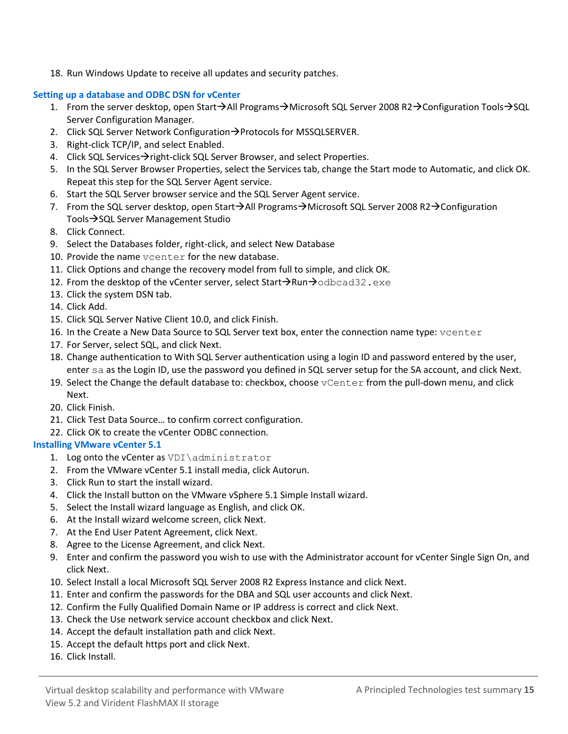18. Run Windows Update to receive all updates and security patches.

### Setting up a database and ODBC DSN for vCenter

1. From the server desktop, open Start→All Programs→Microsoft SQL Server 2008 R2→Configuration Tools→SQL Server Configuration Manager.
2. Click SQL Server Network Configuration→Protocols for MSSQLSERVER.
3. Right-click TCP/IP, and select Enabled.
4. Click SQL Services→right-click SQL Server Browser, and select Properties.
5. In the SQL Server Browser Properties, select the Services tab, change the Start mode to Automatic, and click OK. Repeat this step for the SQL Server Agent service.
6. Start the SQL Server browser service and the SQL Server Agent service.
7. From the SQL server desktop, open Start→All Programs→Microsoft SQL Server 2008 R2→Configuration Tools→SQL Server Management Studio
8. Click Connect.
9. Select the Databases folder, right-click, and select New Database
10. Provide the name `vcenter` for the new database.
11. Click Options and change the recovery model from full to simple, and click OK.
12. From the desktop of the vCenter server, select Start→Run→`odbcad32.exe`
13. Click the system DSN tab.
14. Click Add.
15. Click SQL Server Native Client 10.0, and click Finish.
16. In the Create a New Data Source to SQL Server text box, enter the connection name type: `vcenter`
17. For Server, select SQL, and click Next.
18. Change authentication to With SQL Server authentication using a login ID and password entered by the user, enter `sa` as the Login ID, use the password you defined in SQL server setup for the SA account, and click Next.
19. Select the Change the default database to: checkbox, choose `vCenter` from the pull-down menu, and click Next.
20. Click Finish.
21. Click Test Data Source… to confirm correct configuration.
22. Click OK to create the vCenter ODBC connection.

### Installing VMware vCenter 5.1

1. Log onto the vCenter as `VDI\administrator`
2. From the VMware vCenter 5.1 install media, click Autorun.
3. Click Run to start the install wizard.
4. Click the Install button on the VMware vSphere 5.1 Simple Install wizard.
5. Select the Install wizard language as English, and click OK.
6. At the Install wizard welcome screen, click Next.
7. At the End User Patent Agreement, click Next.
8. Agree to the License Agreement, and click Next.
9. Enter and confirm the password you wish to use with the Administrator account for vCenter Single Sign On, and click Next.
10. Select Install a local Microsoft SQL Server 2008 R2 Express Instance and click Next.
11. Enter and confirm the passwords for the DBA and SQL user accounts and click Next.
12. Confirm the Fully Qualified Domain Name or IP address is correct and click Next.
13. Check the Use network service account checkbox and click Next.
14. Accept the default installation path and click Next.
15. Accept the default https port and click Next.
16. Click Install.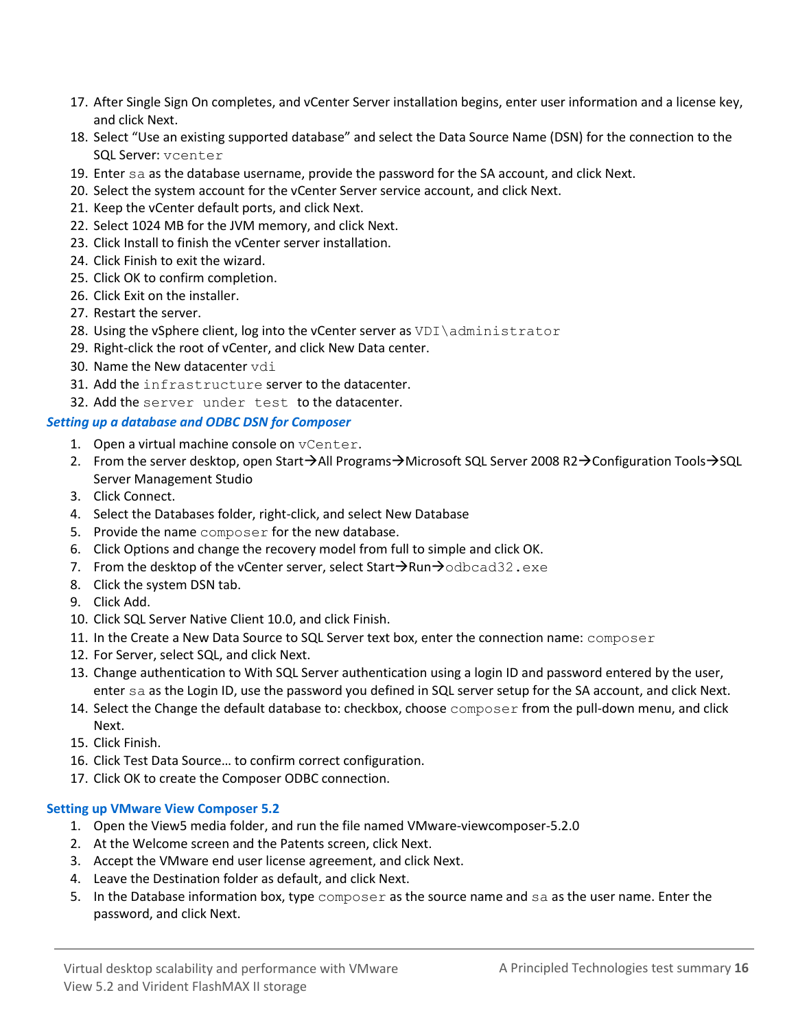17. After Single Sign On completes, and vCenter Server installation begins, enter user information and a license key, and click Next.
18. Select "Use an existing supported database" and select the Data Source Name (DSN) for the connection to the SQL Server: `vcenter`
19. Enter `sa` as the database username, provide the password for the SA account, and click Next.
20. Select the system account for the vCenter Server service account, and click Next.
21. Keep the vCenter default ports, and click Next.
22. Select 1024 MB for the JVM memory, and click Next.
23. Click Install to finish the vCenter server installation.
24. Click Finish to exit the wizard.
25. Click OK to confirm completion.
26. Click Exit on the installer.
27. Restart the server.
28. Using the vSphere client, log into the vCenter server as `VDI\administrator`
29. Right-click the root of vCenter, and click New Data center.
30. Name the New datacenter `vdi`
31. Add the `infrastructure` server to the datacenter.
32. Add the `server under test` to the datacenter.

### *Setting up a database and ODBC DSN for Composer*

1. Open a virtual machine console on `vCenter`.
2. From the server desktop, open Start→All Programs→Microsoft SQL Server 2008 R2→Configuration Tools→SQL Server Management Studio
3. Click Connect.
4. Select the Databases folder, right-click, and select New Database
5. Provide the name `composer` for the new database.
6. Click Options and change the recovery model from full to simple and click OK.
7. From the desktop of the vCenter server, select Start→Run→`odbcad32.exe`
8. Click the system DSN tab.
9. Click Add.
10. Click SQL Server Native Client 10.0, and click Finish.
11. In the Create a New Data Source to SQL Server text box, enter the connection name: `composer`
12. For Server, select SQL, and click Next.
13. Change authentication to With SQL Server authentication using a login ID and password entered by the user, enter `sa` as the Login ID, use the password you defined in SQL server setup for the SA account, and click Next.
14. Select the Change the default database to: checkbox, choose `composer` from the pull-down menu, and click Next.
15. Click Finish.
16. Click Test Data Source… to confirm correct configuration.
17. Click OK to create the Composer ODBC connection.

### Setting up VMware View Composer 5.2

1. Open the View5 media folder, and run the file named VMware-viewcomposer-5.2.0
2. At the Welcome screen and the Patents screen, click Next.
3. Accept the VMware end user license agreement, and click Next.
4. Leave the Destination folder as default, and click Next.
5. In the Database information box, type `composer` as the source name and `sa` as the user name. Enter the password, and click Next.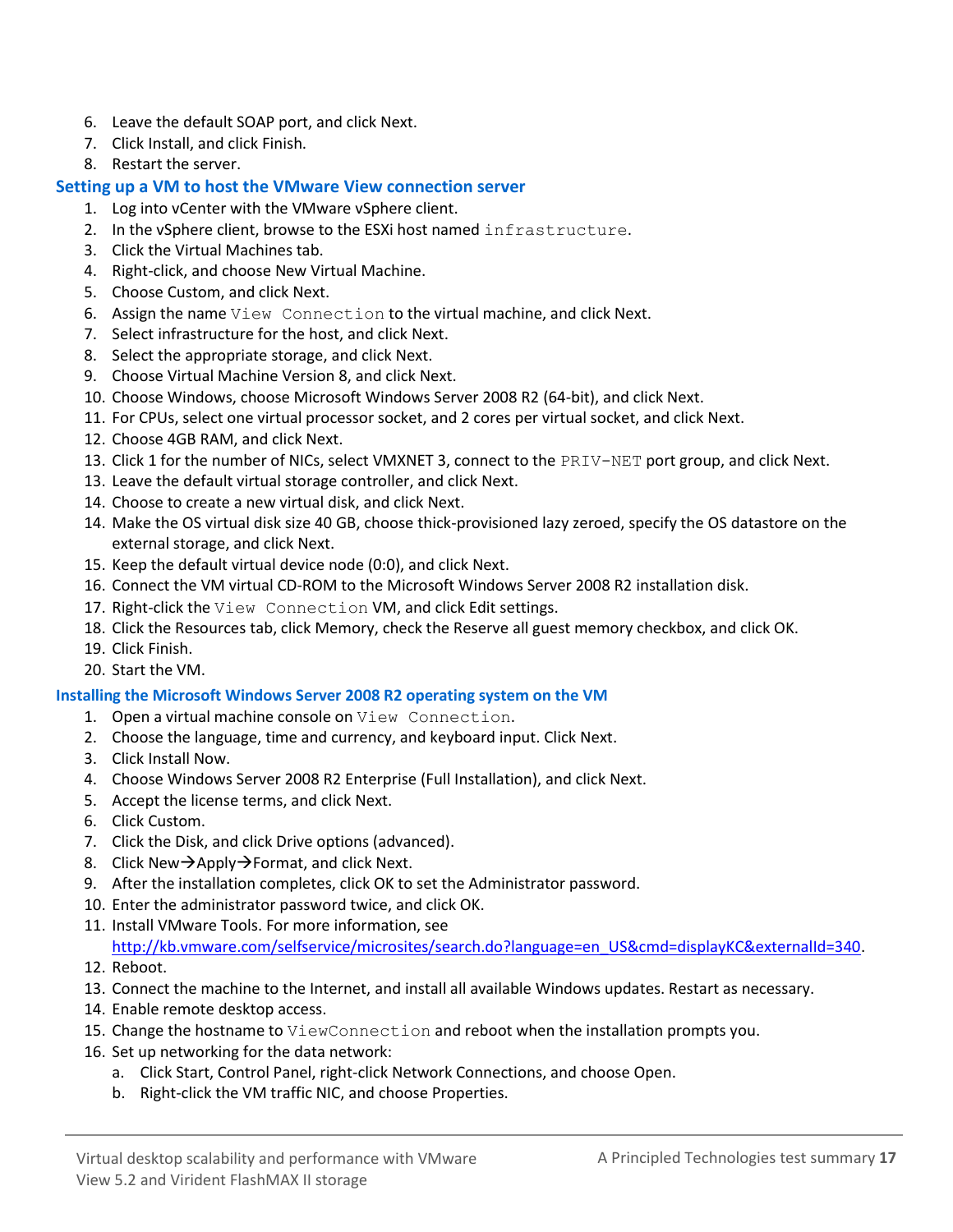6. Leave the default SOAP port, and click Next.
7. Click Install, and click Finish.
8. Restart the server.

### Setting up a VM to host the VMware View connection server

1. Log into vCenter with the VMware vSphere client.
2. In the vSphere client, browse to the ESXi host named `infrastructure`.
3. Click the Virtual Machines tab.
4. Right-click, and choose New Virtual Machine.
5. Choose Custom, and click Next.
6. Assign the name `View Connection` to the virtual machine, and click Next.
7. Select infrastructure for the host, and click Next.
8. Select the appropriate storage, and click Next.
9. Choose Virtual Machine Version 8, and click Next.
10. Choose Windows, choose Microsoft Windows Server 2008 R2 (64-bit), and click Next.
11. For CPUs, select one virtual processor socket, and 2 cores per virtual socket, and click Next.
12. Choose 4GB RAM, and click Next.
13. Click 1 for the number of NICs, select VMXNET 3, connect to the `PRIV-NET` port group, and click Next.
13. Leave the default virtual storage controller, and click Next.
14. Choose to create a new virtual disk, and click Next.
14. Make the OS virtual disk size 40 GB, choose thick-provisioned lazy zeroed, specify the OS datastore on the external storage, and click Next.
15. Keep the default virtual device node (0:0), and click Next.
16. Connect the VM virtual CD-ROM to the Microsoft Windows Server 2008 R2 installation disk.
17. Right-click the `View Connection` VM, and click Edit settings.
18. Click the Resources tab, click Memory, check the Reserve all guest memory checkbox, and click OK.
19. Click Finish.
20. Start the VM.

### Installing the Microsoft Windows Server 2008 R2 operating system on the VM

1. Open a virtual machine console on `View Connection`.
2. Choose the language, time and currency, and keyboard input. Click Next.
3. Click Install Now.
4. Choose Windows Server 2008 R2 Enterprise (Full Installation), and click Next.
5. Accept the license terms, and click Next.
6. Click Custom.
7. Click the Disk, and click Drive options (advanced).
8. Click New→Apply→Format, and click Next.
9. After the installation completes, click OK to set the Administrator password.
10. Enter the administrator password twice, and click OK.
11. Install VMware Tools. For more information, see http://kb.vmware.com/selfservice/microsites/search.do?language=en_US&cmd=displayKC&externalId=340.
12. Reboot.
13. Connect the machine to the Internet, and install all available Windows updates. Restart as necessary.
14. Enable remote desktop access.
15. Change the hostname to `ViewConnection` and reboot when the installation prompts you.
16. Set up networking for the data network:
    a. Click Start, Control Panel, right-click Network Connections, and choose Open.
    b. Right-click the VM traffic NIC, and choose Properties.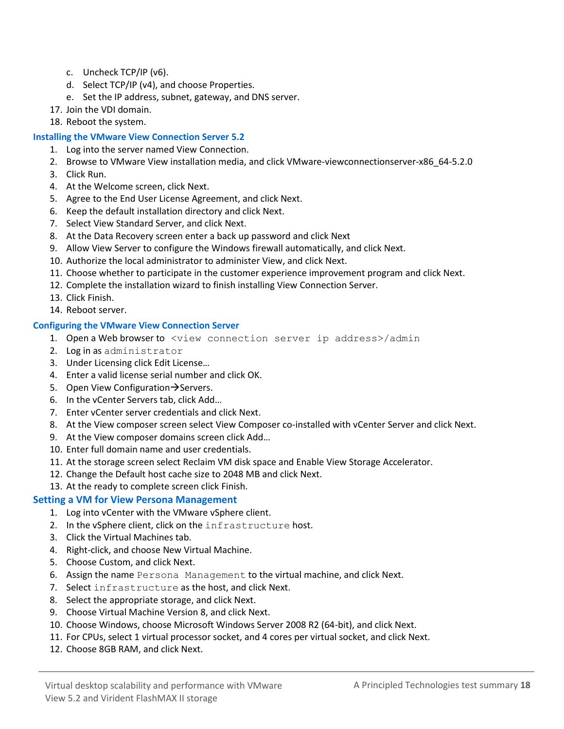c. Uncheck TCP/IP (v6).
d. Select TCP/IP (v4), and choose Properties.
e. Set the IP address, subnet, gateway, and DNS server.

17. Join the VDI domain.
18. Reboot the system.

### Installing the VMware View Connection Server 5.2

1. Log into the server named View Connection.
2. Browse to VMware View installation media, and click VMware-viewconnectionserver-x86_64-5.2.0
3. Click Run.
4. At the Welcome screen, click Next.
5. Agree to the End User License Agreement, and click Next.
6. Keep the default installation directory and click Next.
7. Select View Standard Server, and click Next.
8. At the Data Recovery screen enter a back up password and click Next
9. Allow View Server to configure the Windows firewall automatically, and click Next.
10. Authorize the local administrator to administer View, and click Next.
11. Choose whether to participate in the customer experience improvement program and click Next.
12. Complete the installation wizard to finish installing View Connection Server.
13. Click Finish.
14. Reboot server.

### Configuring the VMware View Connection Server

1. Open a Web browser to `<view connection server ip address>/admin`
2. Log in as `administrator`
3. Under Licensing click Edit License…
4. Enter a valid license serial number and click OK.
5. Open View Configuration→Servers.
6. In the vCenter Servers tab, click Add…
7. Enter vCenter server credentials and click Next.
8. At the View composer screen select View Composer co-installed with vCenter Server and click Next.
9. At the View composer domains screen click Add…
10. Enter full domain name and user credentials.
11. At the storage screen select Reclaim VM disk space and Enable View Storage Accelerator.
12. Change the Default host cache size to 2048 MB and click Next.
13. At the ready to complete screen click Finish.

### Setting a VM for View Persona Management

1. Log into vCenter with the VMware vSphere client.
2. In the vSphere client, click on the `infrastructure` host.
3. Click the Virtual Machines tab.
4. Right-click, and choose New Virtual Machine.
5. Choose Custom, and click Next.
6. Assign the name `Persona Management` to the virtual machine, and click Next.
7. Select `infrastructure` as the host, and click Next.
8. Select the appropriate storage, and click Next.
9. Choose Virtual Machine Version 8, and click Next.
10. Choose Windows, choose Microsoft Windows Server 2008 R2 (64-bit), and click Next.
11. For CPUs, select 1 virtual processor socket, and 4 cores per virtual socket, and click Next.
12. Choose 8GB RAM, and click Next.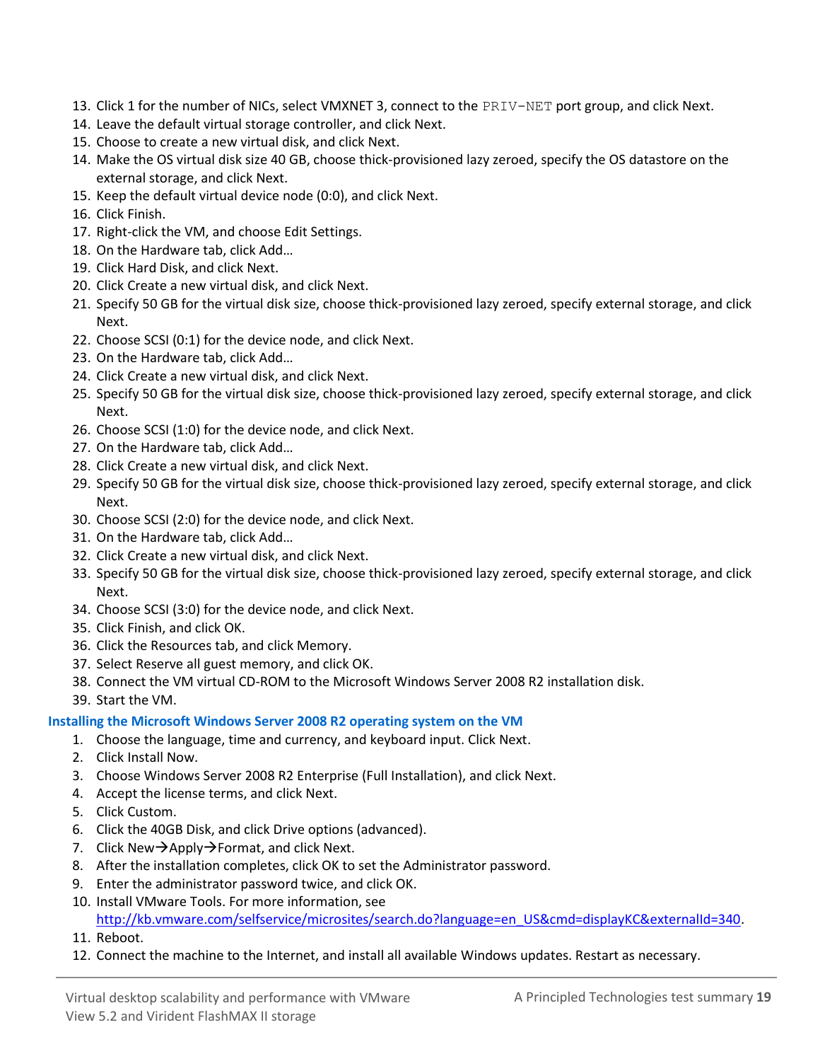13. Click 1 for the number of NICs, select VMXNET 3, connect to the `PRIV-NET` port group, and click Next.
14. Leave the default virtual storage controller, and click Next.
15. Choose to create a new virtual disk, and click Next.
14. Make the OS virtual disk size 40 GB, choose thick-provisioned lazy zeroed, specify the OS datastore on the external storage, and click Next.
15. Keep the default virtual device node (0:0), and click Next.
16. Click Finish.
17. Right-click the VM, and choose Edit Settings.
18. On the Hardware tab, click Add…
19. Click Hard Disk, and click Next.
20. Click Create a new virtual disk, and click Next.
21. Specify 50 GB for the virtual disk size, choose thick-provisioned lazy zeroed, specify external storage, and click Next.
22. Choose SCSI (0:1) for the device node, and click Next.
23. On the Hardware tab, click Add…
24. Click Create a new virtual disk, and click Next.
25. Specify 50 GB for the virtual disk size, choose thick-provisioned lazy zeroed, specify external storage, and click Next.
26. Choose SCSI (1:0) for the device node, and click Next.
27. On the Hardware tab, click Add…
28. Click Create a new virtual disk, and click Next.
29. Specify 50 GB for the virtual disk size, choose thick-provisioned lazy zeroed, specify external storage, and click Next.
30. Choose SCSI (2:0) for the device node, and click Next.
31. On the Hardware tab, click Add…
32. Click Create a new virtual disk, and click Next.
33. Specify 50 GB for the virtual disk size, choose thick-provisioned lazy zeroed, specify external storage, and click Next.
34. Choose SCSI (3:0) for the device node, and click Next.
35. Click Finish, and click OK.
36. Click the Resources tab, and click Memory.
37. Select Reserve all guest memory, and click OK.
38. Connect the VM virtual CD-ROM to the Microsoft Windows Server 2008 R2 installation disk.
39. Start the VM.

### Installing the Microsoft Windows Server 2008 R2 operating system on the VM

1. Choose the language, time and currency, and keyboard input. Click Next.
2. Click Install Now.
3. Choose Windows Server 2008 R2 Enterprise (Full Installation), and click Next.
4. Accept the license terms, and click Next.
5. Click Custom.
6. Click the 40GB Disk, and click Drive options (advanced).
7. Click New→Apply→Format, and click Next.
8. After the installation completes, click OK to set the Administrator password.
9. Enter the administrator password twice, and click OK.
10. Install VMware Tools. For more information, see [http://kb.vmware.com/selfservice/microsites/search.do?language=en_US&cmd=displayKC&externalId=340](http://kb.vmware.com/selfservice/microsites/search.do?language=en_US&cmd=displayKC&externalId=340).
11. Reboot.
12. Connect the machine to the Internet, and install all available Windows updates. Restart as necessary.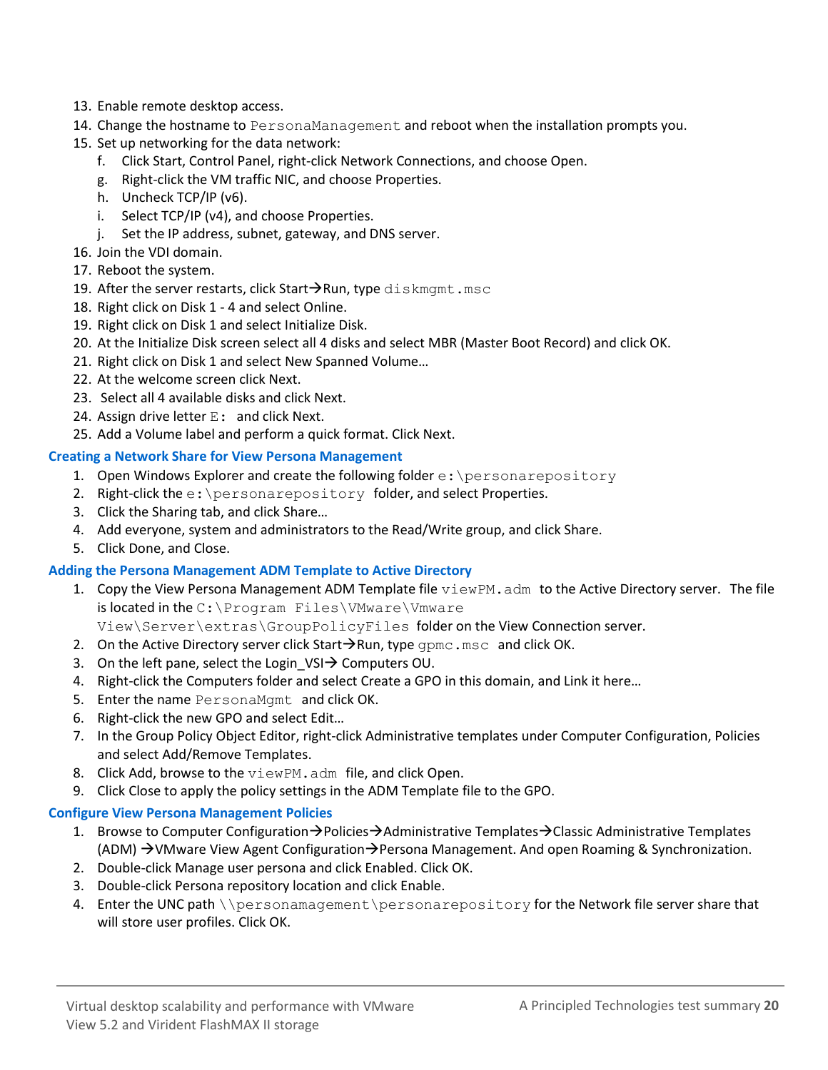13. Enable remote desktop access.
14. Change the hostname to `PersonaManagement` and reboot when the installation prompts you.
15. Set up networking for the data network:
    f. Click Start, Control Panel, right-click Network Connections, and choose Open.
    g. Right-click the VM traffic NIC, and choose Properties.
    h. Uncheck TCP/IP (v6).
    i. Select TCP/IP (v4), and choose Properties.
    j. Set the IP address, subnet, gateway, and DNS server.
16. Join the VDI domain.
17. Reboot the system.
19. After the server restarts, click Start→Run, type `diskmgmt.msc`
18. Right click on Disk 1 - 4 and select Online.
19. Right click on Disk 1 and select Initialize Disk.
20. At the Initialize Disk screen select all 4 disks and select MBR (Master Boot Record) and click OK.
21. Right click on Disk 1 and select New Spanned Volume…
22. At the welcome screen click Next.
23. Select all 4 available disks and click Next.
24. Assign drive letter `E:` and click Next.
25. Add a Volume label and perform a quick format. Click Next.

### Creating a Network Share for View Persona Management

1. Open Windows Explorer and create the following folder `e:\personarepository`
2. Right-click the `e:\personarepository` folder, and select Properties.
3. Click the Sharing tab, and click Share…
4. Add everyone, system and administrators to the Read/Write group, and click Share.
5. Click Done, and Close.

### Adding the Persona Management ADM Template to Active Directory

1. Copy the View Persona Management ADM Template file `viewPM.adm` to the Active Directory server. The file is located in the `C:\Program Files\VMware\Vmware View\Server\extras\GroupPolicyFiles` folder on the View Connection server.
2. On the Active Directory server click Start→Run, type `gpmc.msc` and click OK.
3. On the left pane, select the Login_VSI→ Computers OU.
4. Right-click the Computers folder and select Create a GPO in this domain, and Link it here…
5. Enter the name `PersonaMgmt` and click OK.
6. Right-click the new GPO and select Edit…
7. In the Group Policy Object Editor, right-click Administrative templates under Computer Configuration, Policies and select Add/Remove Templates.
8. Click Add, browse to the `viewPM.adm` file, and click Open.
9. Click Close to apply the policy settings in the ADM Template file to the GPO.

### Configure View Persona Management Policies

1. Browse to Computer Configuration→Policies→Administrative Templates→Classic Administrative Templates (ADM) →VMware View Agent Configuration→Persona Management. And open Roaming & Synchronization.
2. Double-click Manage user persona and click Enabled. Click OK.
3. Double-click Persona repository location and click Enable.
4. Enter the UNC path `\\personamagement\personarepository` for the Network file server share that will store user profiles. Click OK.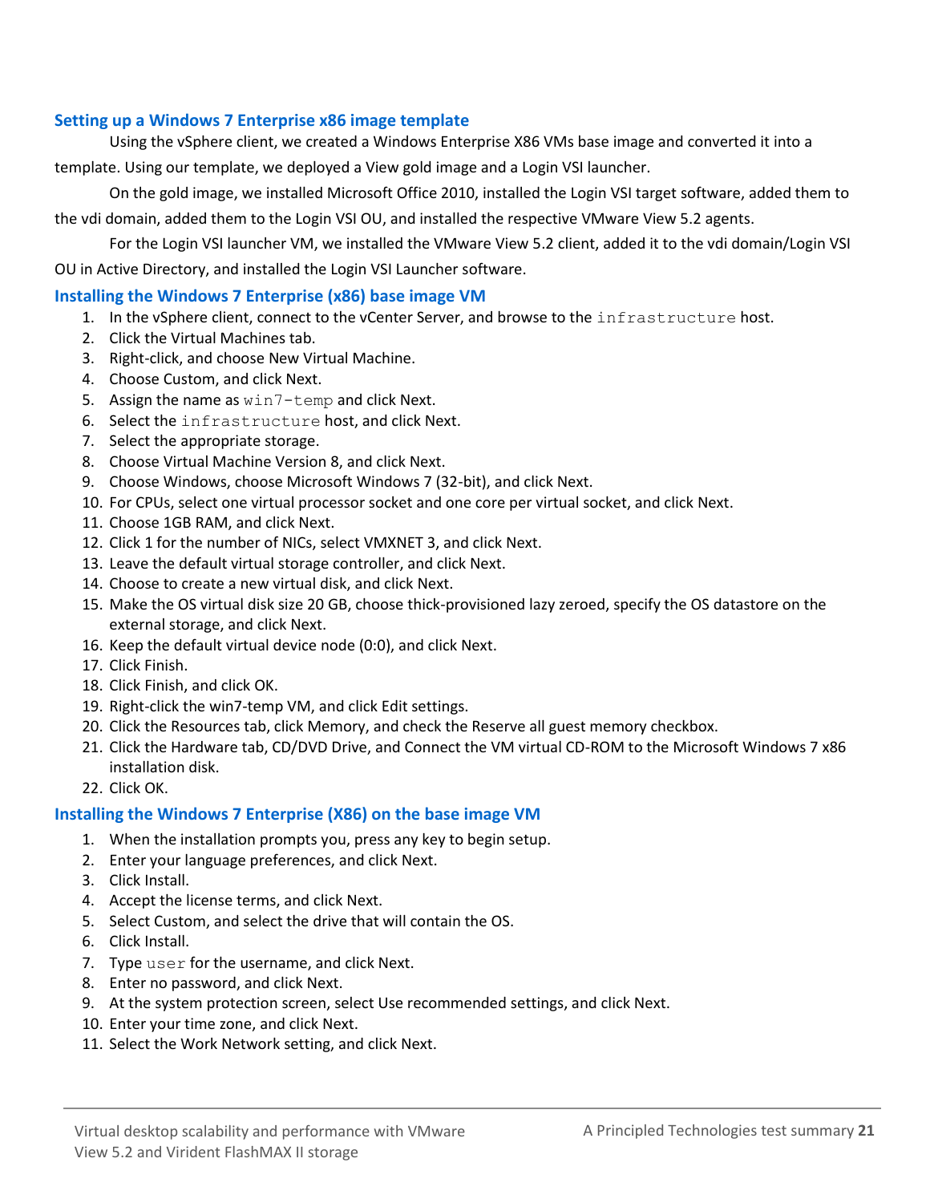### Setting up a Windows 7 Enterprise x86 image template

Using the vSphere client, we created a Windows Enterprise X86 VMs base image and converted it into a template. Using our template, we deployed a View gold image and a Login VSI launcher.

On the gold image, we installed Microsoft Office 2010, installed the Login VSI target software, added them to the vdi domain, added them to the Login VSI OU, and installed the respective VMware View 5.2 agents.

For the Login VSI launcher VM, we installed the VMware View 5.2 client, added it to the vdi domain/Login VSI OU in Active Directory, and installed the Login VSI Launcher software.

### Installing the Windows 7 Enterprise (x86) base image VM

1. In the vSphere client, connect to the vCenter Server, and browse to the `infrastructure` host.
2. Click the Virtual Machines tab.
3. Right-click, and choose New Virtual Machine.
4. Choose Custom, and click Next.
5. Assign the name as `win7-temp` and click Next.
6. Select the `infrastructure` host, and click Next.
7. Select the appropriate storage.
8. Choose Virtual Machine Version 8, and click Next.
9. Choose Windows, choose Microsoft Windows 7 (32-bit), and click Next.
10. For CPUs, select one virtual processor socket and one core per virtual socket, and click Next.
11. Choose 1GB RAM, and click Next.
12. Click 1 for the number of NICs, select VMXNET 3, and click Next.
13. Leave the default virtual storage controller, and click Next.
14. Choose to create a new virtual disk, and click Next.
15. Make the OS virtual disk size 20 GB, choose thick-provisioned lazy zeroed, specify the OS datastore on the external storage, and click Next.
16. Keep the default virtual device node (0:0), and click Next.
17. Click Finish.
18. Click Finish, and click OK.
19. Right-click the win7-temp VM, and click Edit settings.
20. Click the Resources tab, click Memory, and check the Reserve all guest memory checkbox.
21. Click the Hardware tab, CD/DVD Drive, and Connect the VM virtual CD-ROM to the Microsoft Windows 7 x86 installation disk.
22. Click OK.

### Installing the Windows 7 Enterprise (X86) on the base image VM

1. When the installation prompts you, press any key to begin setup.
2. Enter your language preferences, and click Next.
3. Click Install.
4. Accept the license terms, and click Next.
5. Select Custom, and select the drive that will contain the OS.
6. Click Install.
7. Type `user` for the username, and click Next.
8. Enter no password, and click Next.
9. At the system protection screen, select Use recommended settings, and click Next.
10. Enter your time zone, and click Next.
11. Select the Work Network setting, and click Next.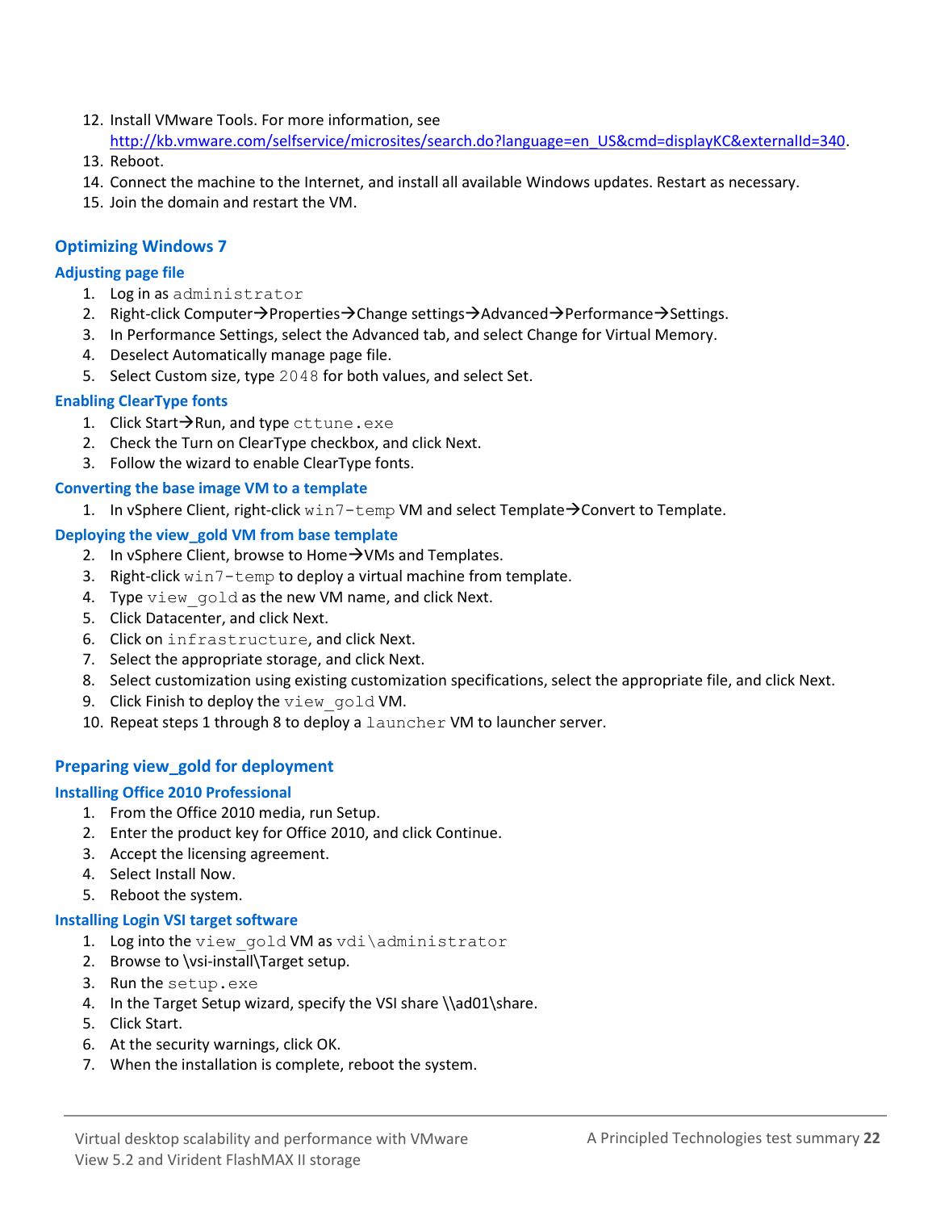12. Install VMware Tools. For more information, see http://kb.vmware.com/selfservice/microsites/search.do?language=en_US&cmd=displayKC&externalId=340.
13. Reboot.
14. Connect the machine to the Internet, and install all available Windows updates. Restart as necessary.
15. Join the domain and restart the VM.

## Optimizing Windows 7

### Adjusting page file

1. Log in as `administrator`
2. Right-click Computer→Properties→Change settings→Advanced→Performance→Settings.
3. In Performance Settings, select the Advanced tab, and select Change for Virtual Memory.
4. Deselect Automatically manage page file.
5. Select Custom size, type `2048` for both values, and select Set.

### Enabling ClearType fonts

1. Click Start→Run, and type `cttune.exe`
2. Check the Turn on ClearType checkbox, and click Next.
3. Follow the wizard to enable ClearType fonts.

### Converting the base image VM to a template

1. In vSphere Client, right-click `win7-temp` VM and select Template→Convert to Template.

### Deploying the view_gold VM from base template

2. In vSphere Client, browse to Home→VMs and Templates.
3. Right-click `win7-temp` to deploy a virtual machine from template.
4. Type `view_gold` as the new VM name, and click Next.
5. Click Datacenter, and click Next.
6. Click on `infrastructure`, and click Next.
7. Select the appropriate storage, and click Next.
8. Select customization using existing customization specifications, select the appropriate file, and click Next.
9. Click Finish to deploy the `view_gold` VM.
10. Repeat steps 1 through 8 to deploy a `launcher` VM to launcher server.

## Preparing view_gold for deployment

### Installing Office 2010 Professional

1. From the Office 2010 media, run Setup.
2. Enter the product key for Office 2010, and click Continue.
3. Accept the licensing agreement.
4. Select Install Now.
5. Reboot the system.

### Installing Login VSI target software

1. Log into the `view_gold` VM as `vdi\administrator`
2. Browse to \vsi-install\Target setup.
3. Run the `setup.exe`
4. In the Target Setup wizard, specify the VSI share \\ad01\share.
5. Click Start.
6. At the security warnings, click OK.
7. When the installation is complete, reboot the system.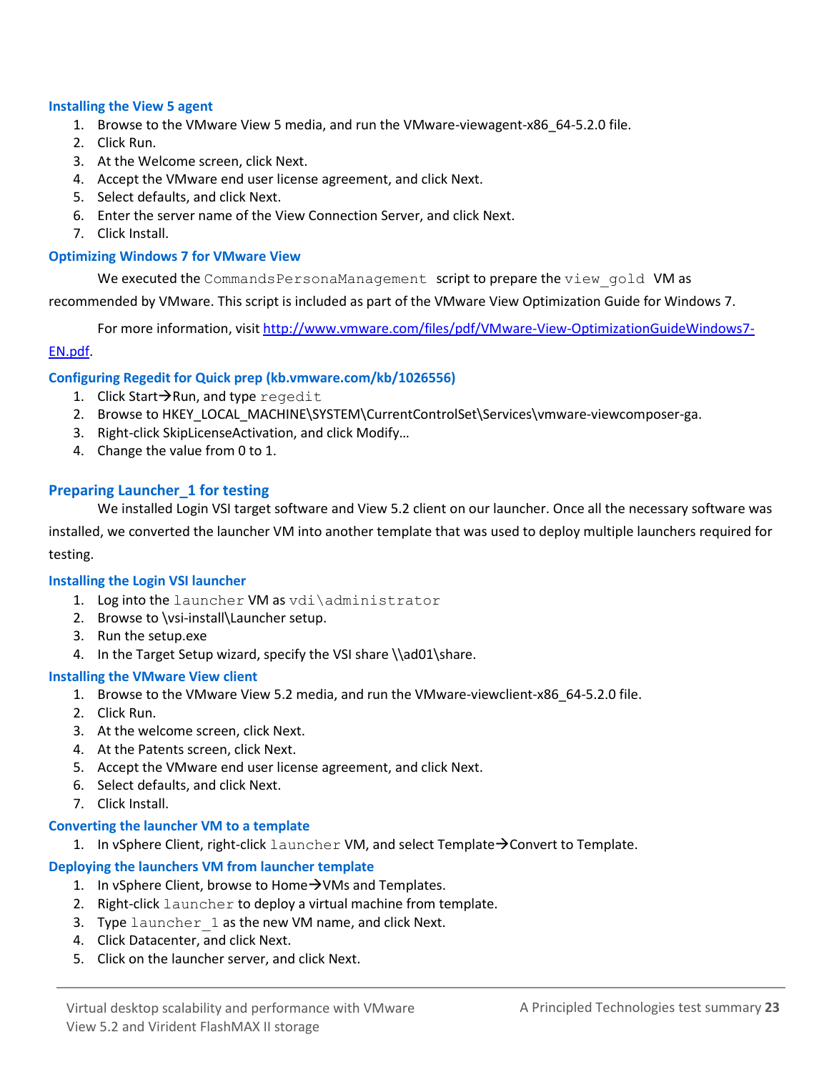### Installing the View 5 agent

1. Browse to the VMware View 5 media, and run the VMware-viewagent-x86_64-5.2.0 file.
2. Click Run.
3. At the Welcome screen, click Next.
4. Accept the VMware end user license agreement, and click Next.
5. Select defaults, and click Next.
6. Enter the server name of the View Connection Server, and click Next.
7. Click Install.

### Optimizing Windows 7 for VMware View

We executed the `CommandsPersonaManagement` script to prepare the `view_gold` VM as recommended by VMware. This script is included as part of the VMware View Optimization Guide for Windows 7.

For more information, visit http://www.vmware.com/files/pdf/VMware-View-OptimizationGuideWindows7-EN.pdf.

### Configuring Regedit for Quick prep (kb.vmware.com/kb/1026556)

1. Click Start→Run, and type `regedit`
2. Browse to HKEY_LOCAL_MACHINE\SYSTEM\CurrentControlSet\Services\vmware-viewcomposer-ga.
3. Right-click SkipLicenseActivation, and click Modify…
4. Change the value from 0 to 1.

## Preparing Launcher_1 for testing

We installed Login VSI target software and View 5.2 client on our launcher. Once all the necessary software was installed, we converted the launcher VM into another template that was used to deploy multiple launchers required for testing.

### Installing the Login VSI launcher

1. Log into the `launcher` VM as `vdi\administrator`
2. Browse to \vsi-install\Launcher setup.
3. Run the setup.exe
4. In the Target Setup wizard, specify the VSI share \\ad01\share.

### Installing the VMware View client

1. Browse to the VMware View 5.2 media, and run the VMware-viewclient-x86_64-5.2.0 file.
2. Click Run.
3. At the welcome screen, click Next.
4. At the Patents screen, click Next.
5. Accept the VMware end user license agreement, and click Next.
6. Select defaults, and click Next.
7. Click Install.

### Converting the launcher VM to a template

1. In vSphere Client, right-click `launcher` VM, and select Template→Convert to Template.

### Deploying the launchers VM from launcher template

1. In vSphere Client, browse to Home→VMs and Templates.
2. Right-click `launcher` to deploy a virtual machine from template.
3. Type `launcher_1` as the new VM name, and click Next.
4. Click Datacenter, and click Next.
5. Click on the launcher server, and click Next.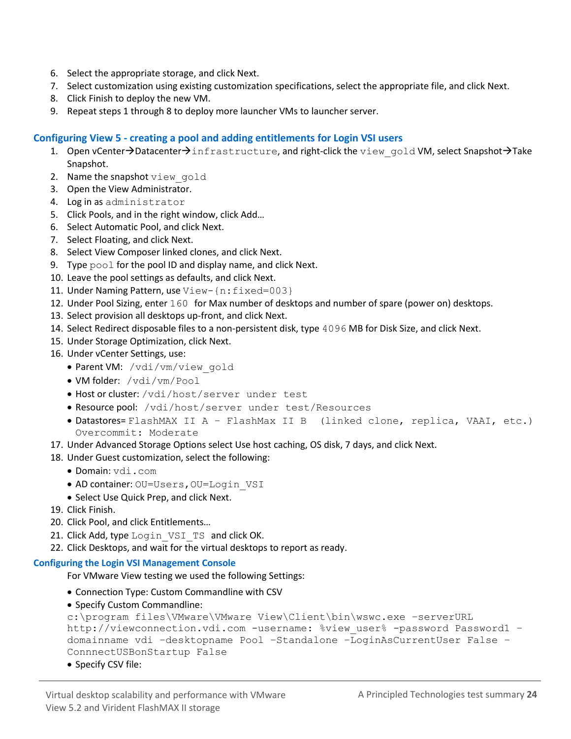6. Select the appropriate storage, and click Next.
7. Select customization using existing customization specifications, select the appropriate file, and click Next.
8. Click Finish to deploy the new VM.
9. Repeat steps 1 through 8 to deploy more launcher VMs to launcher server.

### Configuring View 5 - creating a pool and adding entitlements for Login VSI users

1. Open vCenter→Datacenter→`infrastructure`, and right-click the `view_gold` VM, select Snapshot→Take Snapshot.
2. Name the snapshot `view_gold`
3. Open the View Administrator.
4. Log in as `administrator`
5. Click Pools, and in the right window, click Add…
6. Select Automatic Pool, and click Next.
7. Select Floating, and click Next.
8. Select View Composer linked clones, and click Next.
9. Type `pool` for the pool ID and display name, and click Next.
10. Leave the pool settings as defaults, and click Next.
11. Under Naming Pattern, use `View-{n:fixed=003}`
12. Under Pool Sizing, enter `160` for Max number of desktops and number of spare (power on) desktops.
13. Select provision all desktops up-front, and click Next.
14. Select Redirect disposable files to a non-persistent disk, type `4096` MB for Disk Size, and click Next.
15. Under Storage Optimization, click Next.
16. Under vCenter Settings, use:
    - Parent VM: `/vdi/vm/view_gold`
    - VM folder: `/vdi/vm/Pool`
    - Host or cluster: `/vdi/host/server under test`
    - Resource pool: `/vdi/host/server under test/Resources`
    - Datastores= `FlashMAX II A – FlashMax II B (linked clone, replica, VAAI, etc.) Overcommit: Moderate`
17. Under Advanced Storage Options select Use host caching, OS disk, 7 days, and click Next.
18. Under Guest customization, select the following:
    - Domain: `vdi.com`
    - AD container: `OU=Users,OU=Login_VSI`
    - Select Use Quick Prep, and click Next.
19. Click Finish.
20. Click Pool, and click Entitlements…
21. Click Add, type `Login_VSI_TS` and click OK.
22. Click Desktops, and wait for the virtual desktops to report as ready.

### Configuring the Login VSI Management Console

For VMware View testing we used the following Settings:

- Connection Type: Custom Commandline with CSV
- Specify Custom Commandline:

```
c:\program files\VMware\VMware View\Client\bin\wswc.exe -serverURL
http://viewconnection.vdi.com -username: %view_user% -password Password1 –
domainname vdi -desktopname Pool –Standalone –LoginAsCurrentUser False –
ConnnectUSBonStartup False
```

- Specify CSV file: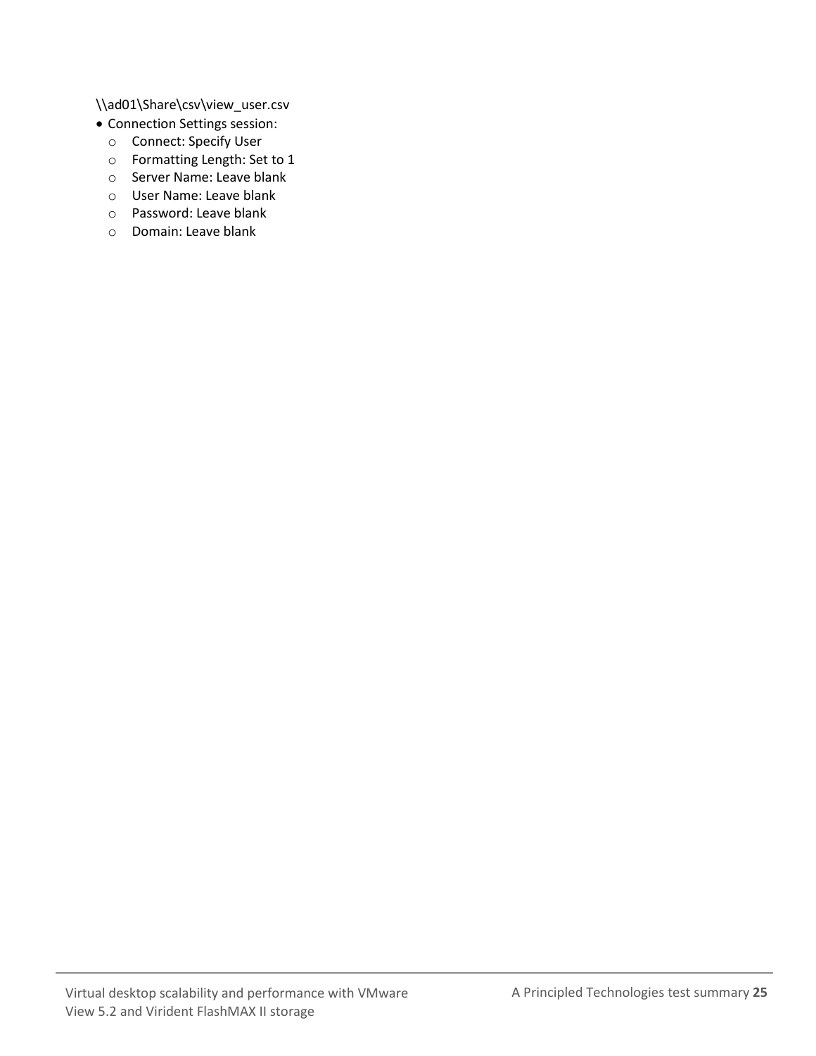\\ad01\Share\csv\view_user.csv

- Connection Settings session:
  - Connect: Specify User
  - Formatting Length: Set to 1
  - Server Name: Leave blank
  - User Name: Leave blank
  - Password: Leave blank
  - Domain: Leave blank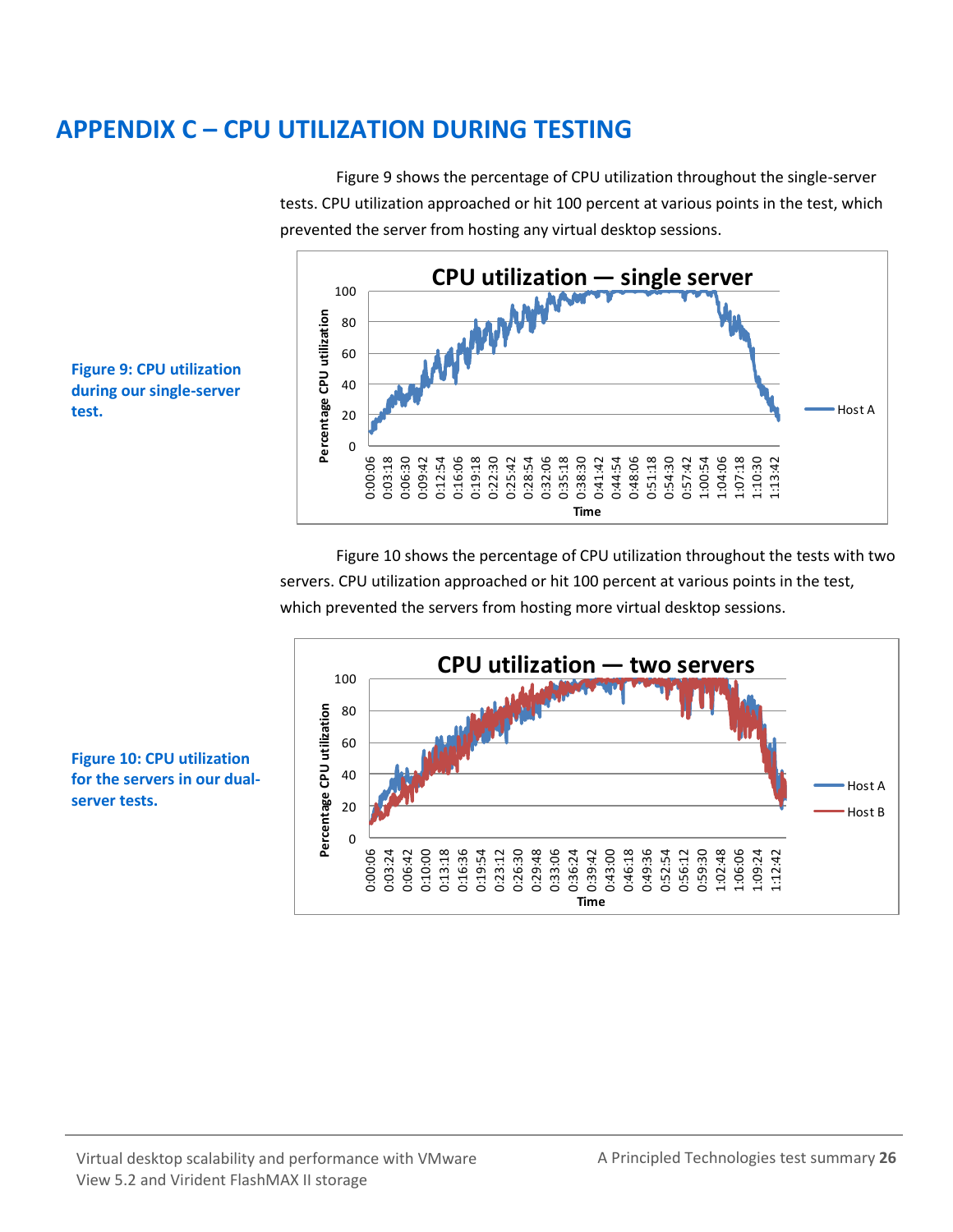# APPENDIX C – CPU UTILIZATION DURING TESTING

Figure 9 shows the percentage of CPU utilization throughout the single-server tests. CPU utilization approached or hit 100 percent at various points in the test, which prevented the server from hosting any virtual desktop sessions.

**Figure 9: CPU utilization during our single-server test.**

Figure 10 shows the percentage of CPU utilization throughout the tests with two servers. CPU utilization approached or hit 100 percent at various points in the test, which prevented the servers from hosting more virtual desktop sessions.

**Figure 10: CPU utilization for the servers in our dual-server tests.**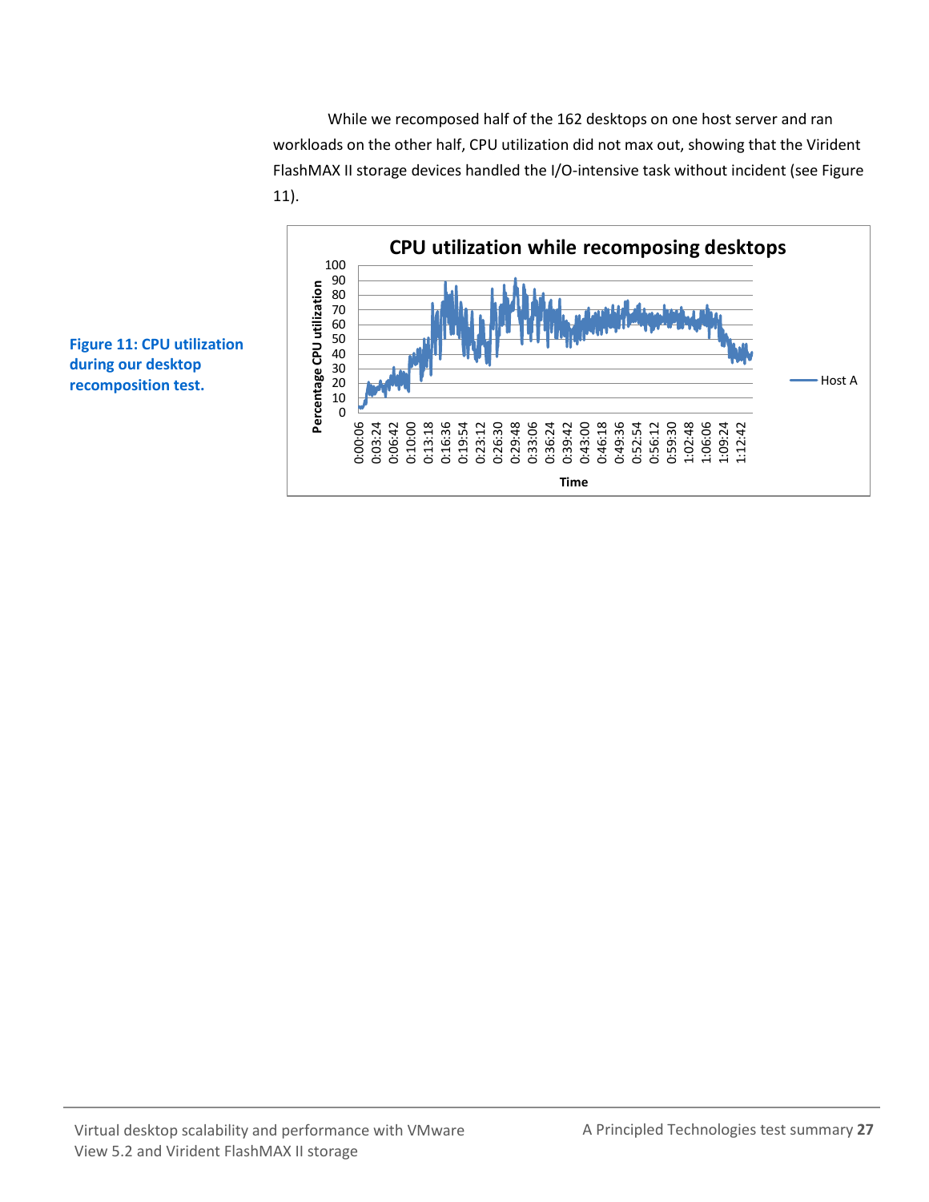While we recomposed half of the 162 desktops on one host server and ran workloads on the other half, CPU utilization did not max out, showing that the Virident FlashMAX II storage devices handled the I/O-intensive task without incident (see Figure 11).

**Figure 11: CPU utilization during our desktop recomposition test.**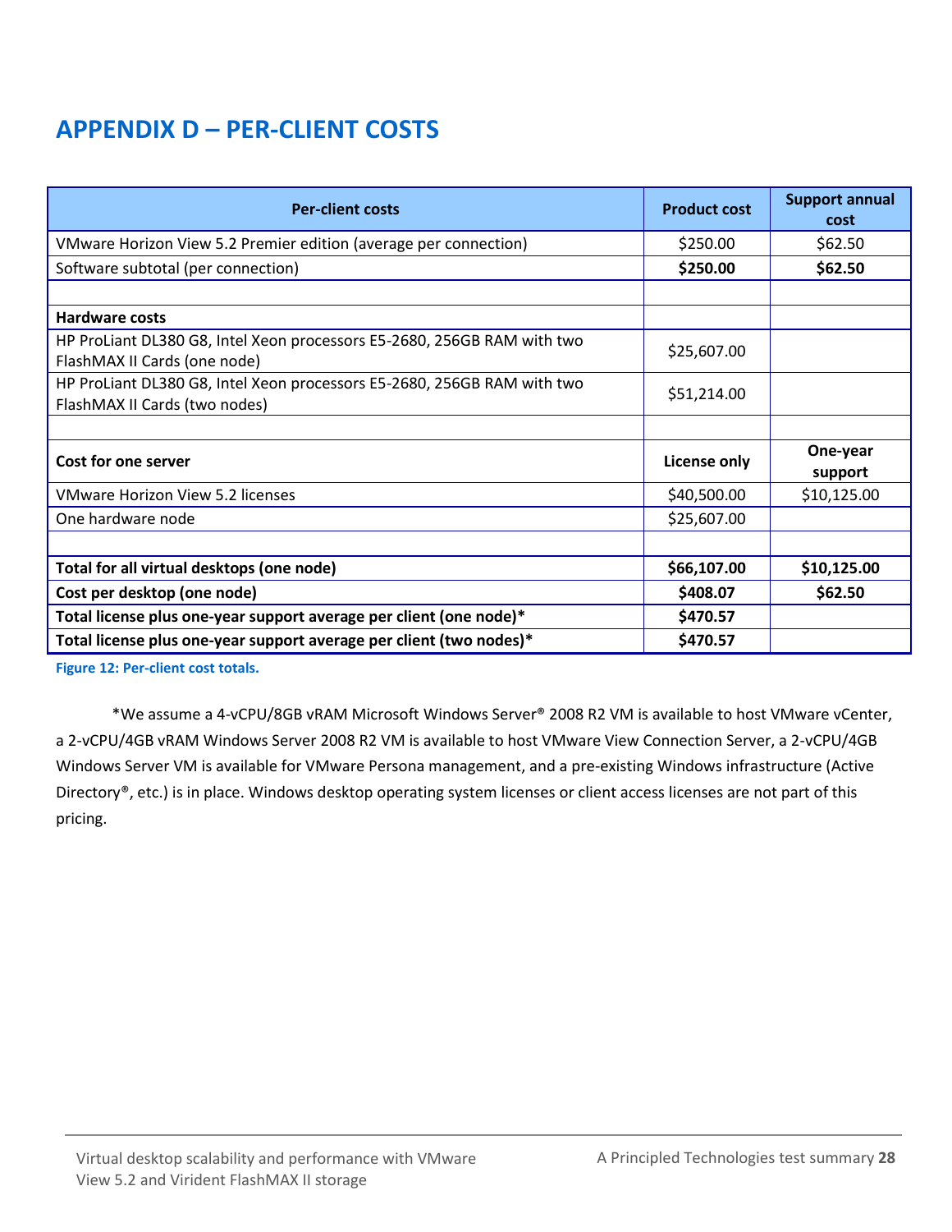# APPENDIX D – PER-CLIENT COSTS

| Per-client costs | Product cost | Support annual cost |
|---|---|---|
| VMware Horizon View 5.2 Premier edition (average per connection) | $250.00 | $62.50 |
| Software subtotal (per connection) | **$250.00** | **$62.50** |
| | | |
| **Hardware costs** | | |
| HP ProLiant DL380 G8, Intel Xeon processors E5-2680, 256GB RAM with two FlashMAX II Cards (one node) | $25,607.00 | |
| HP ProLiant DL380 G8, Intel Xeon processors E5-2680, 256GB RAM with two FlashMAX II Cards (two nodes) | $51,214.00 | |
| | | |
| **Cost for one server** | **License only** | **One-year support** |
| VMware Horizon View 5.2 licenses | $40,500.00 | $10,125.00 |
| One hardware node | $25,607.00 | |
| | | |
| **Total for all virtual desktops (one node)** | **$66,107.00** | **$10,125.00** |
| **Cost per desktop (one node)** | **$408.07** | **$62.50** |
| **Total license plus one-year support average per client (one node)*** | **$470.57** | |
| **Total license plus one-year support average per client (two nodes)*** | **$470.57** | |

**Figure 12: Per-client cost totals.**

*We assume a 4-vCPU/8GB vRAM Microsoft Windows Server® 2008 R2 VM is available to host VMware vCenter, a 2-vCPU/4GB vRAM Windows Server 2008 R2 VM is available to host VMware View Connection Server, a 2-vCPU/4GB Windows Server VM is available for VMware Persona management, and a pre-existing Windows infrastructure (Active Directory®, etc.) is in place. Windows desktop operating system licenses or client access licenses are not part of this pricing.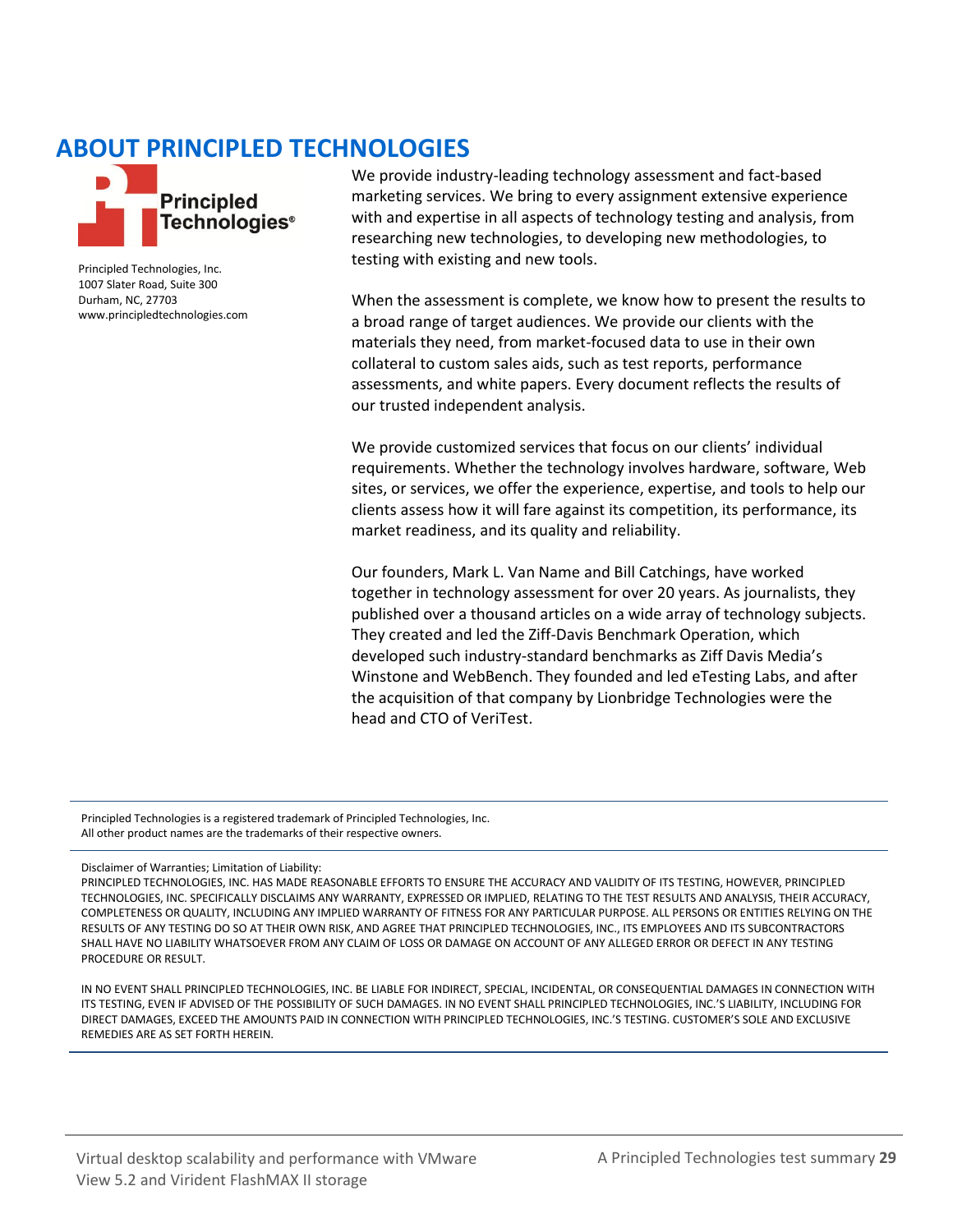## ABOUT PRINCIPLED TECHNOLOGIES

Principled Technologies, Inc.
1007 Slater Road, Suite 300
Durham, NC, 27703
www.principledtechnologies.com

We provide industry-leading technology assessment and fact-based marketing services. We bring to every assignment extensive experience with and expertise in all aspects of technology testing and analysis, from researching new technologies, to developing new methodologies, to testing with existing and new tools.

When the assessment is complete, we know how to present the results to a broad range of target audiences. We provide our clients with the materials they need, from market-focused data to use in their own collateral to custom sales aids, such as test reports, performance assessments, and white papers. Every document reflects the results of our trusted independent analysis.

We provide customized services that focus on our clients' individual requirements. Whether the technology involves hardware, software, Web sites, or services, we offer the experience, expertise, and tools to help our clients assess how it will fare against its competition, its performance, its market readiness, and its quality and reliability.

Our founders, Mark L. Van Name and Bill Catchings, have worked together in technology assessment for over 20 years. As journalists, they published over a thousand articles on a wide array of technology subjects. They created and led the Ziff-Davis Benchmark Operation, which developed such industry-standard benchmarks as Ziff Davis Media's Winstone and WebBench. They founded and led eTesting Labs, and after the acquisition of that company by Lionbridge Technologies were the head and CTO of VeriTest.

---

Principled Technologies is a registered trademark of Principled Technologies, Inc.
All other product names are the trademarks of their respective owners.

---

Disclaimer of Warranties; Limitation of Liability:
PRINCIPLED TECHNOLOGIES, INC. HAS MADE REASONABLE EFFORTS TO ENSURE THE ACCURACY AND VALIDITY OF ITS TESTING, HOWEVER, PRINCIPLED TECHNOLOGIES, INC. SPECIFICALLY DISCLAIMS ANY WARRANTY, EXPRESSED OR IMPLIED, RELATING TO THE TEST RESULTS AND ANALYSIS, THEIR ACCURACY, COMPLETENESS OR QUALITY, INCLUDING ANY IMPLIED WARRANTY OF FITNESS FOR ANY PARTICULAR PURPOSE. ALL PERSONS OR ENTITIES RELYING ON THE RESULTS OF ANY TESTING DO SO AT THEIR OWN RISK, AND AGREE THAT PRINCIPLED TECHNOLOGIES, INC., ITS EMPLOYEES AND ITS SUBCONTRACTORS SHALL HAVE NO LIABILITY WHATSOEVER FROM ANY CLAIM OF LOSS OR DAMAGE ON ACCOUNT OF ANY ALLEGED ERROR OR DEFECT IN ANY TESTING PROCEDURE OR RESULT.

IN NO EVENT SHALL PRINCIPLED TECHNOLOGIES, INC. BE LIABLE FOR INDIRECT, SPECIAL, INCIDENTAL, OR CONSEQUENTIAL DAMAGES IN CONNECTION WITH ITS TESTING, EVEN IF ADVISED OF THE POSSIBILITY OF SUCH DAMAGES. IN NO EVENT SHALL PRINCIPLED TECHNOLOGIES, INC.'S LIABILITY, INCLUDING FOR DIRECT DAMAGES, EXCEED THE AMOUNTS PAID IN CONNECTION WITH PRINCIPLED TECHNOLOGIES, INC.'S TESTING. CUSTOMER'S SOLE AND EXCLUSIVE REMEDIES ARE AS SET FORTH HEREIN.